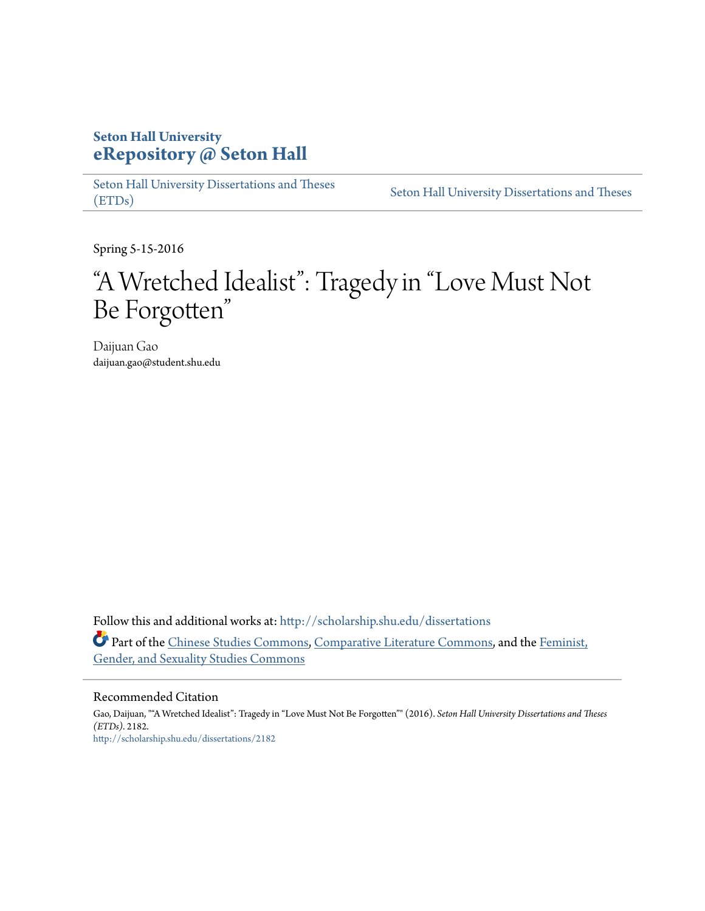**Seton Hall University**
**eRepository @ Seton Hall**

Seton Hall University Dissertations and Theses (ETDs) | Seton Hall University Dissertations and Theses

Spring 5-15-2016

# "A Wretched Idealist": Tragedy in "Love Must Not Be Forgotten"

Daijuan Gao
daijuan.gao@student.shu.edu

Follow this and additional works at: http://scholarship.shu.edu/dissertations

Part of the Chinese Studies Commons, Comparative Literature Commons, and the Feminist, Gender, and Sexuality Studies Commons

## Recommended Citation

Gao, Daijuan, ""A Wretched Idealist": Tragedy in "Love Must Not Be Forgotten"" (2016). *Seton Hall University Dissertations and Theses (ETDs)*. 2182.
http://scholarship.shu.edu/dissertations/2182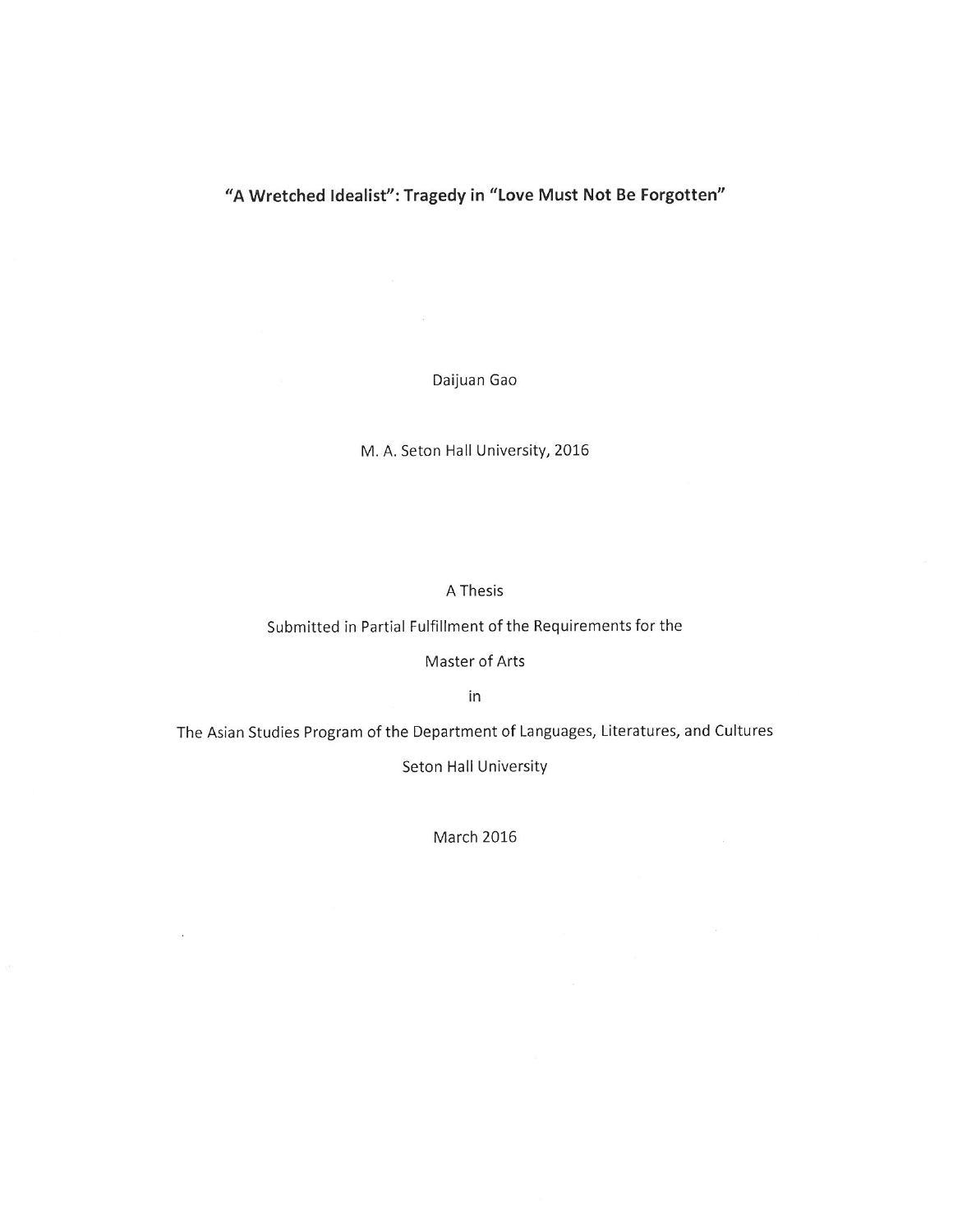# "A Wretched Idealist": Tragedy in "Love Must Not Be Forgotten"

Daijuan Gao

M. A. Seton Hall University, 2016

A Thesis

Submitted in Partial Fulfillment of the Requirements for the

Master of Arts

in

The Asian Studies Program of the Department of Languages, Literatures, and Cultures

Seton Hall University

March 2016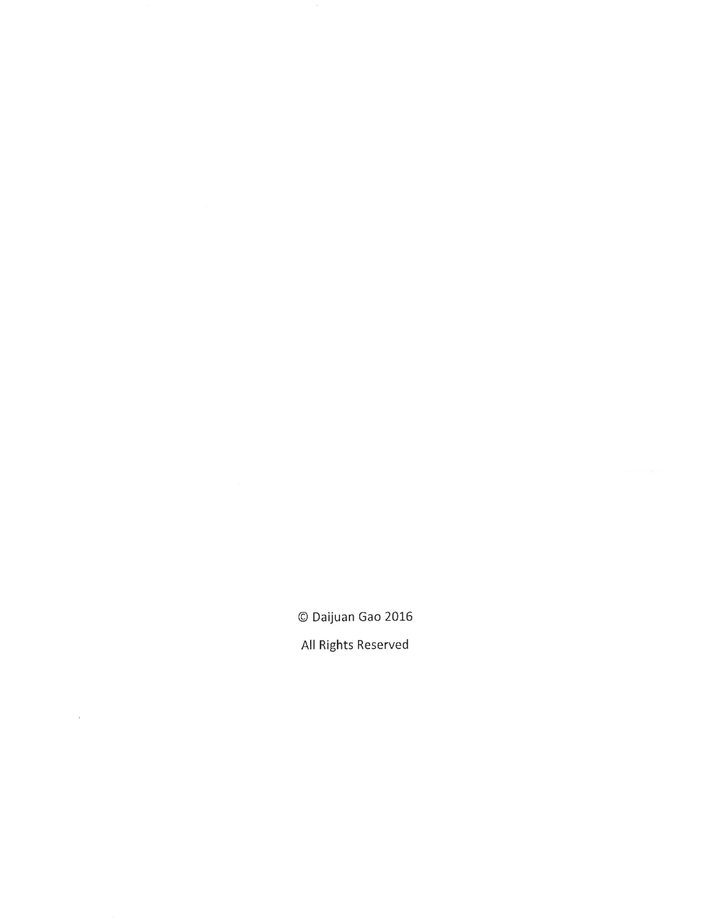© Daijuan Gao 2016

All Rights Reserved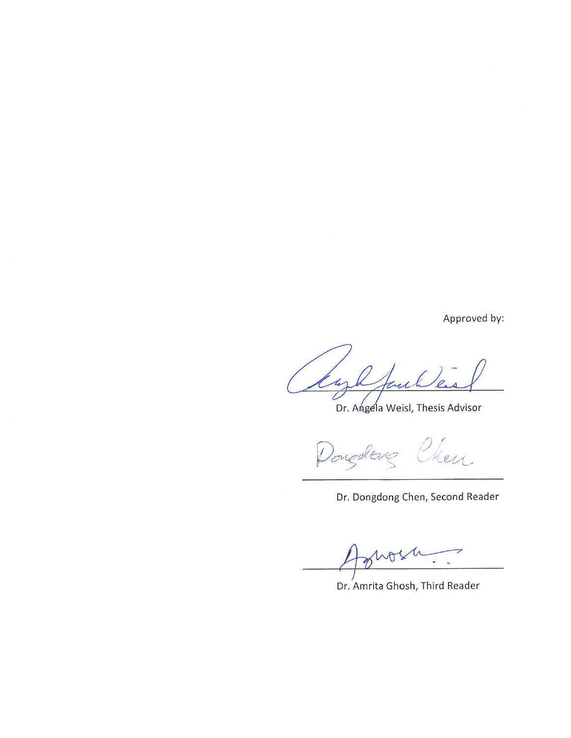Approved by:

Dr. Angela Weisl, Thesis Advisor

Dr. Dongdong Chen, Second Reader

Dr. Amrita Ghosh, Third Reader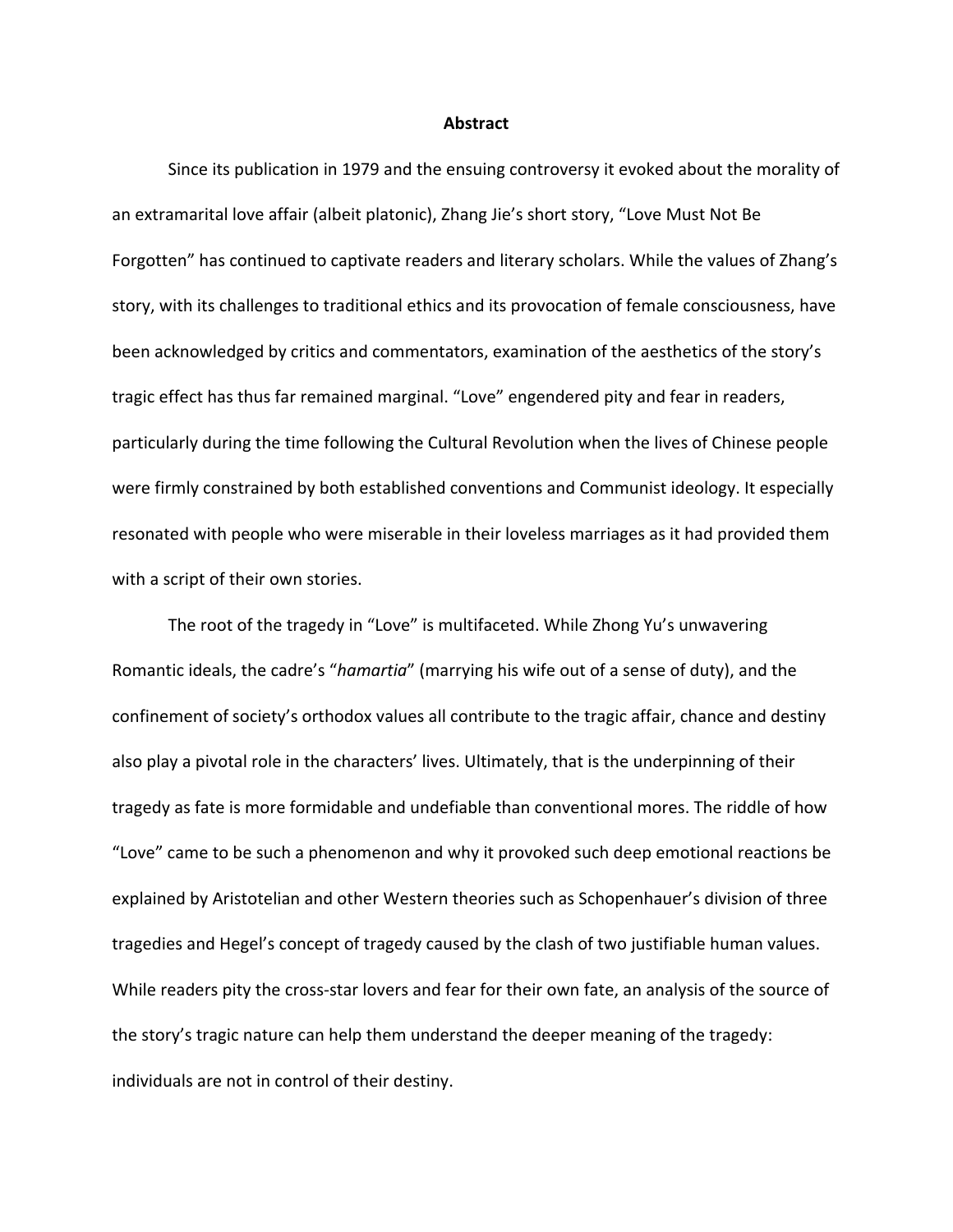# Abstract

Since its publication in 1979 and the ensuing controversy it evoked about the morality of an extramarital love affair (albeit platonic), Zhang Jie's short story, "Love Must Not Be Forgotten" has continued to captivate readers and literary scholars. While the values of Zhang's story, with its challenges to traditional ethics and its provocation of female consciousness, have been acknowledged by critics and commentators, examination of the aesthetics of the story's tragic effect has thus far remained marginal. "Love" engendered pity and fear in readers, particularly during the time following the Cultural Revolution when the lives of Chinese people were firmly constrained by both established conventions and Communist ideology. It especially resonated with people who were miserable in their loveless marriages as it had provided them with a script of their own stories.

The root of the tragedy in "Love" is multifaceted. While Zhong Yu's unwavering Romantic ideals, the cadre's "*hamartia*" (marrying his wife out of a sense of duty), and the confinement of society's orthodox values all contribute to the tragic affair, chance and destiny also play a pivotal role in the characters' lives. Ultimately, that is the underpinning of their tragedy as fate is more formidable and undefiable than conventional mores. The riddle of how "Love" came to be such a phenomenon and why it provoked such deep emotional reactions be explained by Aristotelian and other Western theories such as Schopenhauer's division of three tragedies and Hegel's concept of tragedy caused by the clash of two justifiable human values. While readers pity the cross-star lovers and fear for their own fate, an analysis of the source of the story's tragic nature can help them understand the deeper meaning of the tragedy: individuals are not in control of their destiny.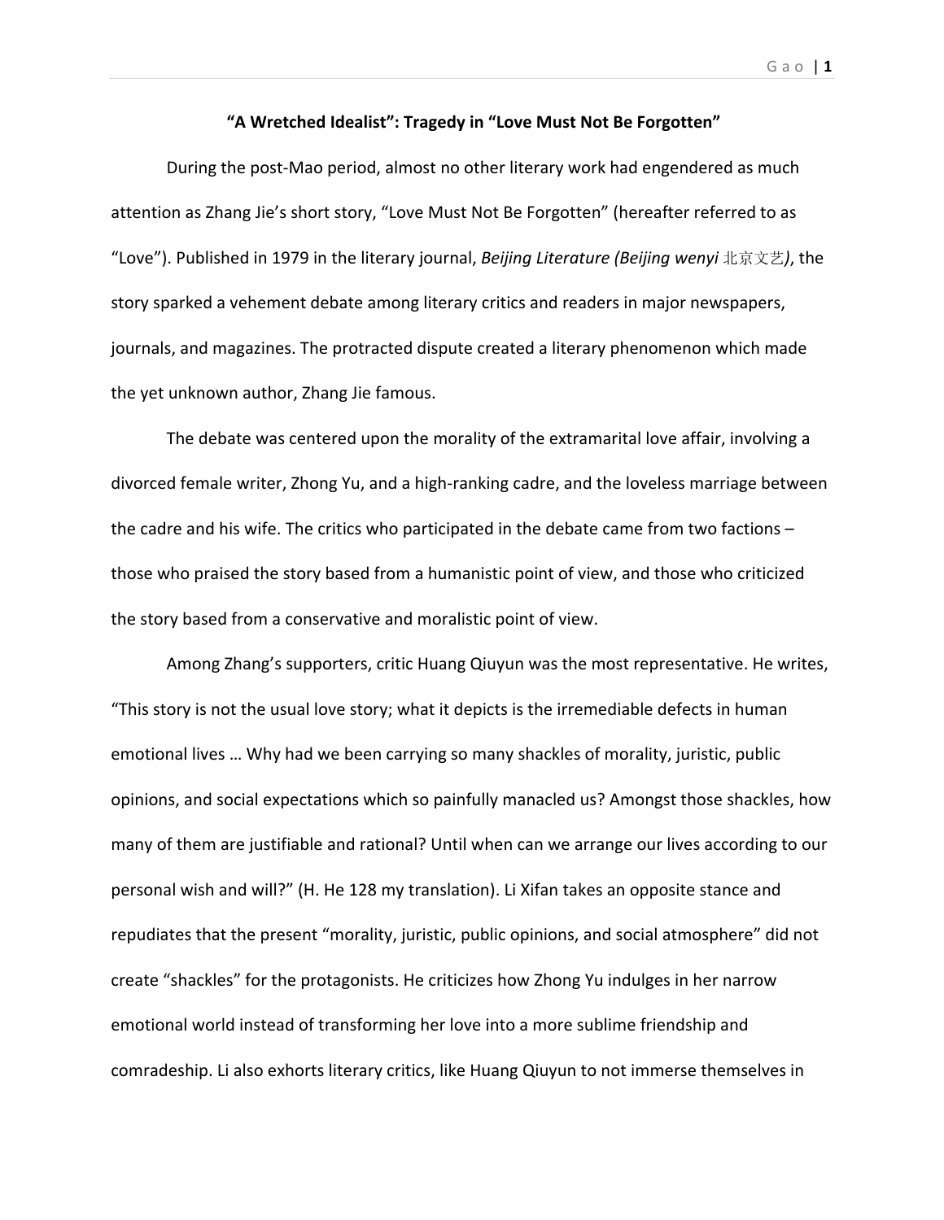## "A Wretched Idealist": Tragedy in "Love Must Not Be Forgotten"

During the post-Mao period, almost no other literary work had engendered as much attention as Zhang Jie's short story, "Love Must Not Be Forgotten" (hereafter referred to as "Love"). Published in 1979 in the literary journal, *Beijing Literature (Beijing wenyi* 北京文艺*)*, the story sparked a vehement debate among literary critics and readers in major newspapers, journals, and magazines. The protracted dispute created a literary phenomenon which made the yet unknown author, Zhang Jie famous.

The debate was centered upon the morality of the extramarital love affair, involving a divorced female writer, Zhong Yu, and a high-ranking cadre, and the loveless marriage between the cadre and his wife. The critics who participated in the debate came from two factions – those who praised the story based from a humanistic point of view, and those who criticized the story based from a conservative and moralistic point of view.

Among Zhang's supporters, critic Huang Qiuyun was the most representative. He writes, "This story is not the usual love story; what it depicts is the irremediable defects in human emotional lives … Why had we been carrying so many shackles of morality, juristic, public opinions, and social expectations which so painfully manacled us? Amongst those shackles, how many of them are justifiable and rational? Until when can we arrange our lives according to our personal wish and will?" (H. He 128 my translation). Li Xifan takes an opposite stance and repudiates that the present "morality, juristic, public opinions, and social atmosphere" did not create "shackles" for the protagonists. He criticizes how Zhong Yu indulges in her narrow emotional world instead of transforming her love into a more sublime friendship and comradeship. Li also exhorts literary critics, like Huang Qiuyun to not immerse themselves in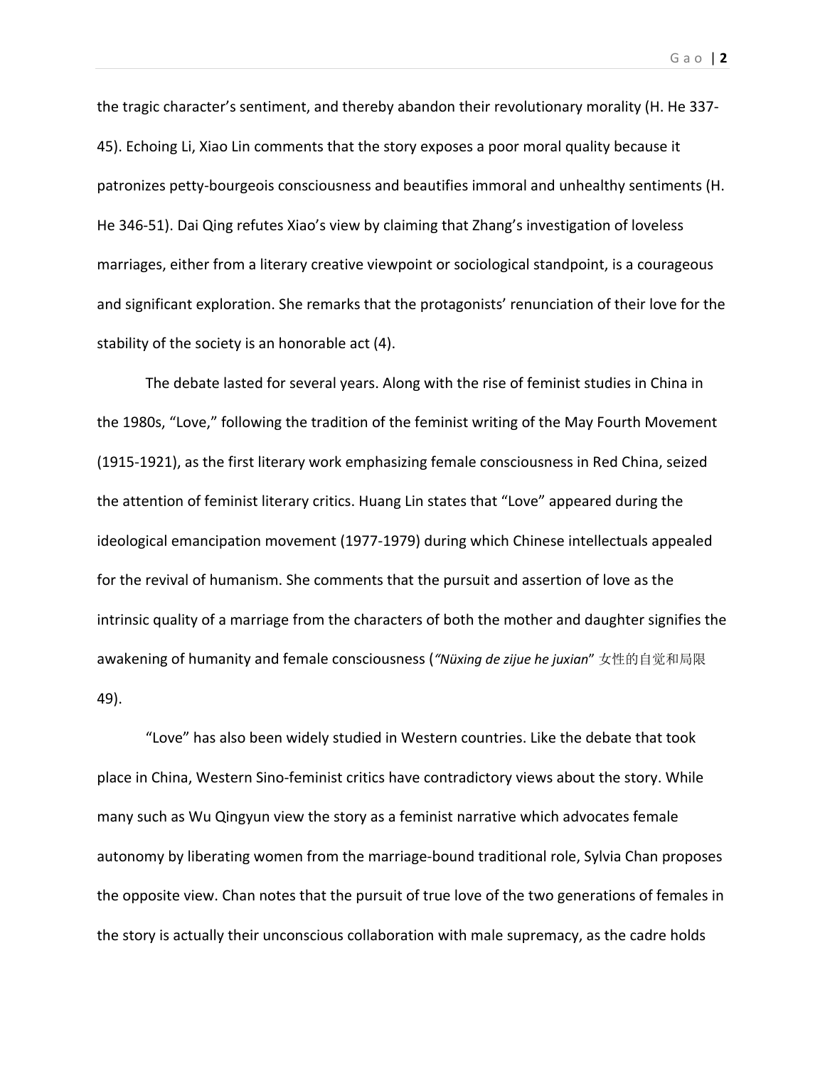the tragic character's sentiment, and thereby abandon their revolutionary morality (H. He 337-45). Echoing Li, Xiao Lin comments that the story exposes a poor moral quality because it patronizes petty-bourgeois consciousness and beautifies immoral and unhealthy sentiments (H. He 346-51). Dai Qing refutes Xiao's view by claiming that Zhang's investigation of loveless marriages, either from a literary creative viewpoint or sociological standpoint, is a courageous and significant exploration. She remarks that the protagonists' renunciation of their love for the stability of the society is an honorable act (4).

The debate lasted for several years. Along with the rise of feminist studies in China in the 1980s, "Love," following the tradition of the feminist writing of the May Fourth Movement (1915-1921), as the first literary work emphasizing female consciousness in Red China, seized the attention of feminist literary critics. Huang Lin states that "Love" appeared during the ideological emancipation movement (1977-1979) during which Chinese intellectuals appealed for the revival of humanism. She comments that the pursuit and assertion of love as the intrinsic quality of a marriage from the characters of both the mother and daughter signifies the awakening of humanity and female consciousness (*"Nüxing de zijue he juxian"* 女性的自觉和局限 49).

"Love" has also been widely studied in Western countries. Like the debate that took place in China, Western Sino-feminist critics have contradictory views about the story. While many such as Wu Qingyun view the story as a feminist narrative which advocates female autonomy by liberating women from the marriage-bound traditional role, Sylvia Chan proposes the opposite view. Chan notes that the pursuit of true love of the two generations of females in the story is actually their unconscious collaboration with male supremacy, as the cadre holds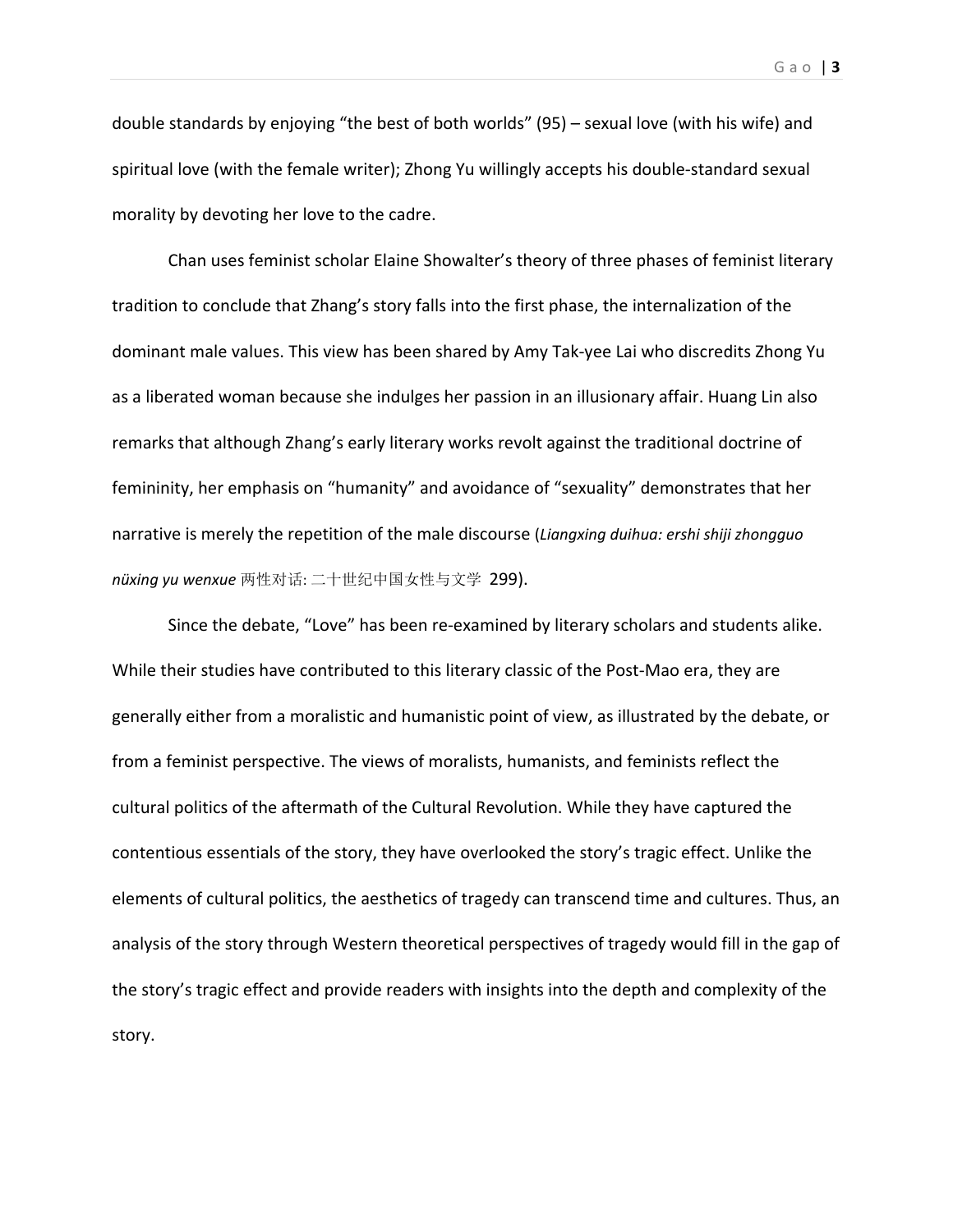double standards by enjoying "the best of both worlds" (95) – sexual love (with his wife) and spiritual love (with the female writer); Zhong Yu willingly accepts his double-standard sexual morality by devoting her love to the cadre.

Chan uses feminist scholar Elaine Showalter's theory of three phases of feminist literary tradition to conclude that Zhang's story falls into the first phase, the internalization of the dominant male values. This view has been shared by Amy Tak-yee Lai who discredits Zhong Yu as a liberated woman because she indulges her passion in an illusionary affair. Huang Lin also remarks that although Zhang's early literary works revolt against the traditional doctrine of femininity, her emphasis on "humanity" and avoidance of "sexuality" demonstrates that her narrative is merely the repetition of the male discourse (*Liangxing duihua: ershi shiji zhongguo nüxing yu wenxue* 两性对话: 二十世纪中国女性与文学 299).

Since the debate, "Love" has been re-examined by literary scholars and students alike. While their studies have contributed to this literary classic of the Post-Mao era, they are generally either from a moralistic and humanistic point of view, as illustrated by the debate, or from a feminist perspective. The views of moralists, humanists, and feminists reflect the cultural politics of the aftermath of the Cultural Revolution. While they have captured the contentious essentials of the story, they have overlooked the story's tragic effect. Unlike the elements of cultural politics, the aesthetics of tragedy can transcend time and cultures. Thus, an analysis of the story through Western theoretical perspectives of tragedy would fill in the gap of the story's tragic effect and provide readers with insights into the depth and complexity of the story.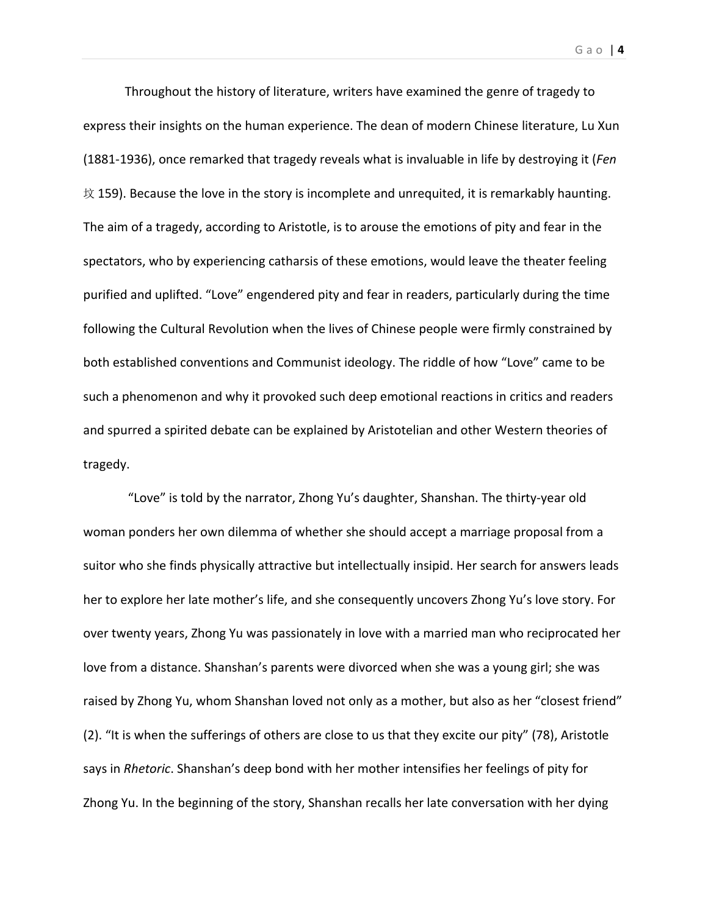Throughout the history of literature, writers have examined the genre of tragedy to express their insights on the human experience. The dean of modern Chinese literature, Lu Xun (1881-1936), once remarked that tragedy reveals what is invaluable in life by destroying it (*Fen* 坟 159). Because the love in the story is incomplete and unrequited, it is remarkably haunting. The aim of a tragedy, according to Aristotle, is to arouse the emotions of pity and fear in the spectators, who by experiencing catharsis of these emotions, would leave the theater feeling purified and uplifted. "Love" engendered pity and fear in readers, particularly during the time following the Cultural Revolution when the lives of Chinese people were firmly constrained by both established conventions and Communist ideology. The riddle of how "Love" came to be such a phenomenon and why it provoked such deep emotional reactions in critics and readers and spurred a spirited debate can be explained by Aristotelian and other Western theories of tragedy.

"Love" is told by the narrator, Zhong Yu's daughter, Shanshan. The thirty-year old woman ponders her own dilemma of whether she should accept a marriage proposal from a suitor who she finds physically attractive but intellectually insipid. Her search for answers leads her to explore her late mother's life, and she consequently uncovers Zhong Yu's love story. For over twenty years, Zhong Yu was passionately in love with a married man who reciprocated her love from a distance. Shanshan's parents were divorced when she was a young girl; she was raised by Zhong Yu, whom Shanshan loved not only as a mother, but also as her "closest friend" (2). "It is when the sufferings of others are close to us that they excite our pity" (78), Aristotle says in *Rhetoric*. Shanshan's deep bond with her mother intensifies her feelings of pity for Zhong Yu. In the beginning of the story, Shanshan recalls her late conversation with her dying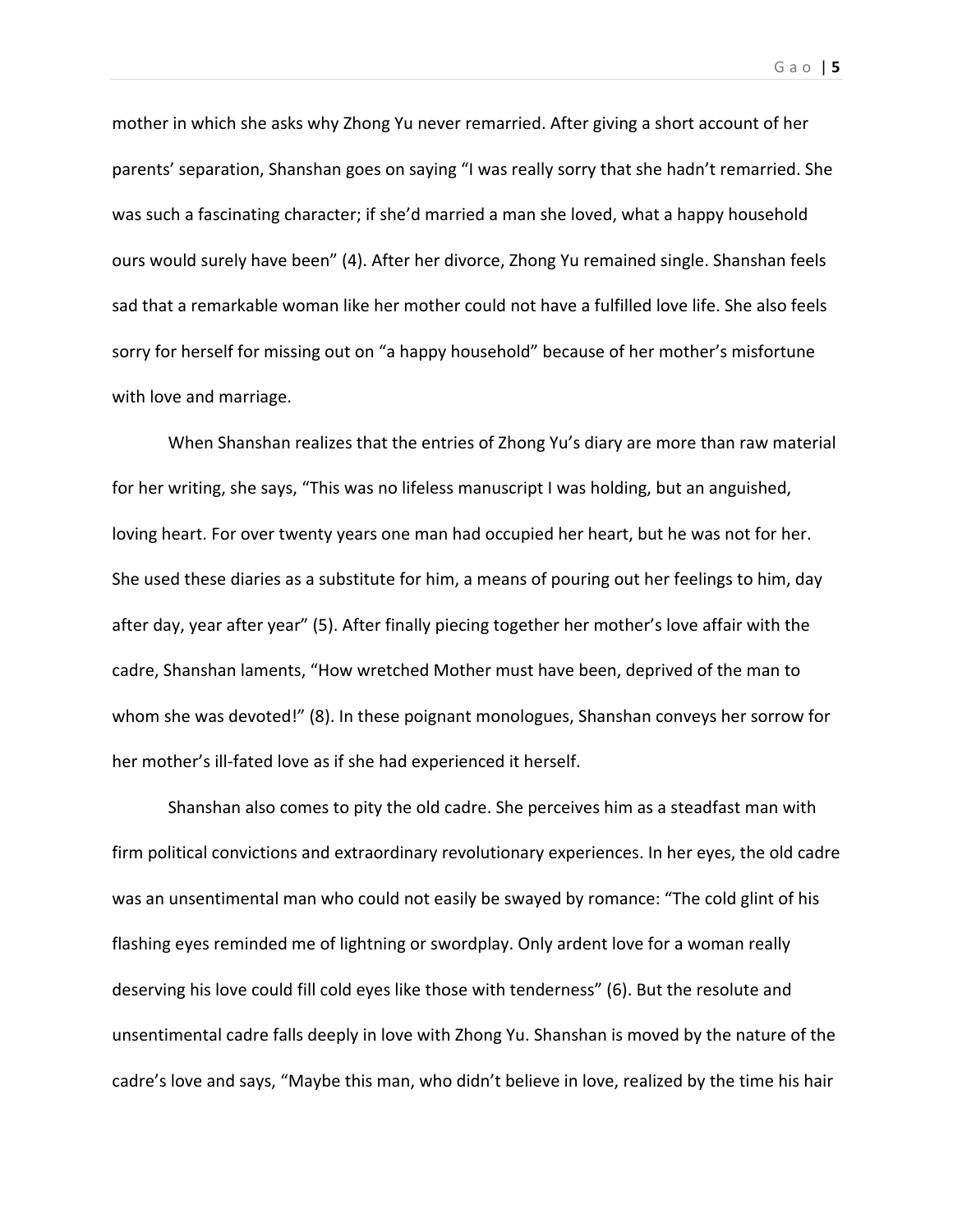mother in which she asks why Zhong Yu never remarried. After giving a short account of her parents' separation, Shanshan goes on saying "I was really sorry that she hadn't remarried. She was such a fascinating character; if she'd married a man she loved, what a happy household ours would surely have been" (4). After her divorce, Zhong Yu remained single. Shanshan feels sad that a remarkable woman like her mother could not have a fulfilled love life. She also feels sorry for herself for missing out on "a happy household" because of her mother's misfortune with love and marriage.

When Shanshan realizes that the entries of Zhong Yu's diary are more than raw material for her writing, she says, "This was no lifeless manuscript I was holding, but an anguished, loving heart. For over twenty years one man had occupied her heart, but he was not for her. She used these diaries as a substitute for him, a means of pouring out her feelings to him, day after day, year after year" (5). After finally piecing together her mother's love affair with the cadre, Shanshan laments, "How wretched Mother must have been, deprived of the man to whom she was devoted!" (8). In these poignant monologues, Shanshan conveys her sorrow for her mother's ill-fated love as if she had experienced it herself.

Shanshan also comes to pity the old cadre. She perceives him as a steadfast man with firm political convictions and extraordinary revolutionary experiences. In her eyes, the old cadre was an unsentimental man who could not easily be swayed by romance: "The cold glint of his flashing eyes reminded me of lightning or swordplay. Only ardent love for a woman really deserving his love could fill cold eyes like those with tenderness" (6). But the resolute and unsentimental cadre falls deeply in love with Zhong Yu. Shanshan is moved by the nature of the cadre's love and says, "Maybe this man, who didn't believe in love, realized by the time his hair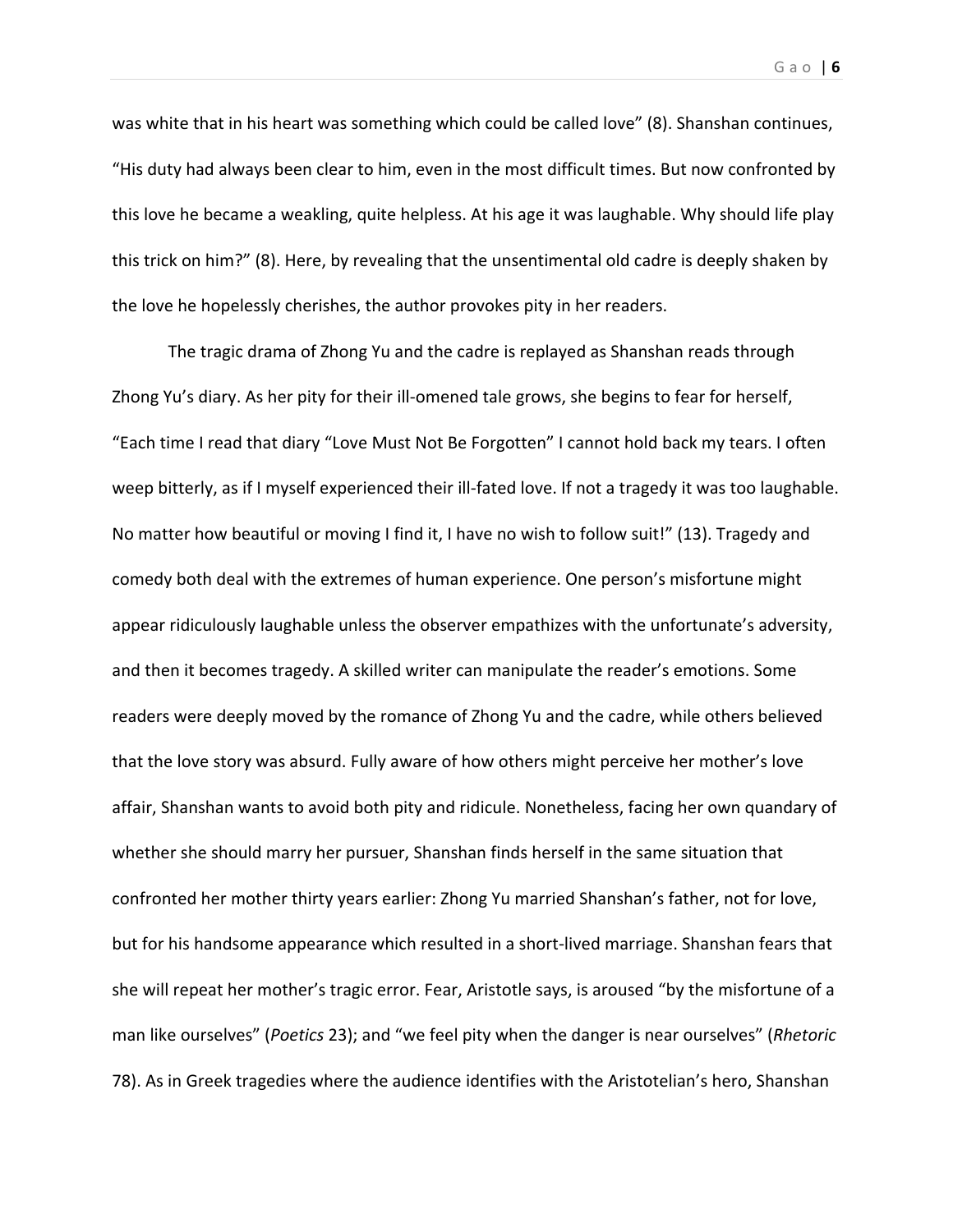was white that in his heart was something which could be called love" (8). Shanshan continues, "His duty had always been clear to him, even in the most difficult times. But now confronted by this love he became a weakling, quite helpless. At his age it was laughable. Why should life play this trick on him?" (8). Here, by revealing that the unsentimental old cadre is deeply shaken by the love he hopelessly cherishes, the author provokes pity in her readers.

The tragic drama of Zhong Yu and the cadre is replayed as Shanshan reads through Zhong Yu's diary. As her pity for their ill-omened tale grows, she begins to fear for herself, "Each time I read that diary "Love Must Not Be Forgotten" I cannot hold back my tears. I often weep bitterly, as if I myself experienced their ill-fated love. If not a tragedy it was too laughable. No matter how beautiful or moving I find it, I have no wish to follow suit!" (13). Tragedy and comedy both deal with the extremes of human experience. One person's misfortune might appear ridiculously laughable unless the observer empathizes with the unfortunate's adversity, and then it becomes tragedy. A skilled writer can manipulate the reader's emotions. Some readers were deeply moved by the romance of Zhong Yu and the cadre, while others believed that the love story was absurd. Fully aware of how others might perceive her mother's love affair, Shanshan wants to avoid both pity and ridicule. Nonetheless, facing her own quandary of whether she should marry her pursuer, Shanshan finds herself in the same situation that confronted her mother thirty years earlier: Zhong Yu married Shanshan's father, not for love, but for his handsome appearance which resulted in a short-lived marriage. Shanshan fears that she will repeat her mother's tragic error. Fear, Aristotle says, is aroused "by the misfortune of a man like ourselves" (*Poetics* 23); and "we feel pity when the danger is near ourselves" (*Rhetoric* 78). As in Greek tragedies where the audience identifies with the Aristotelian's hero, Shanshan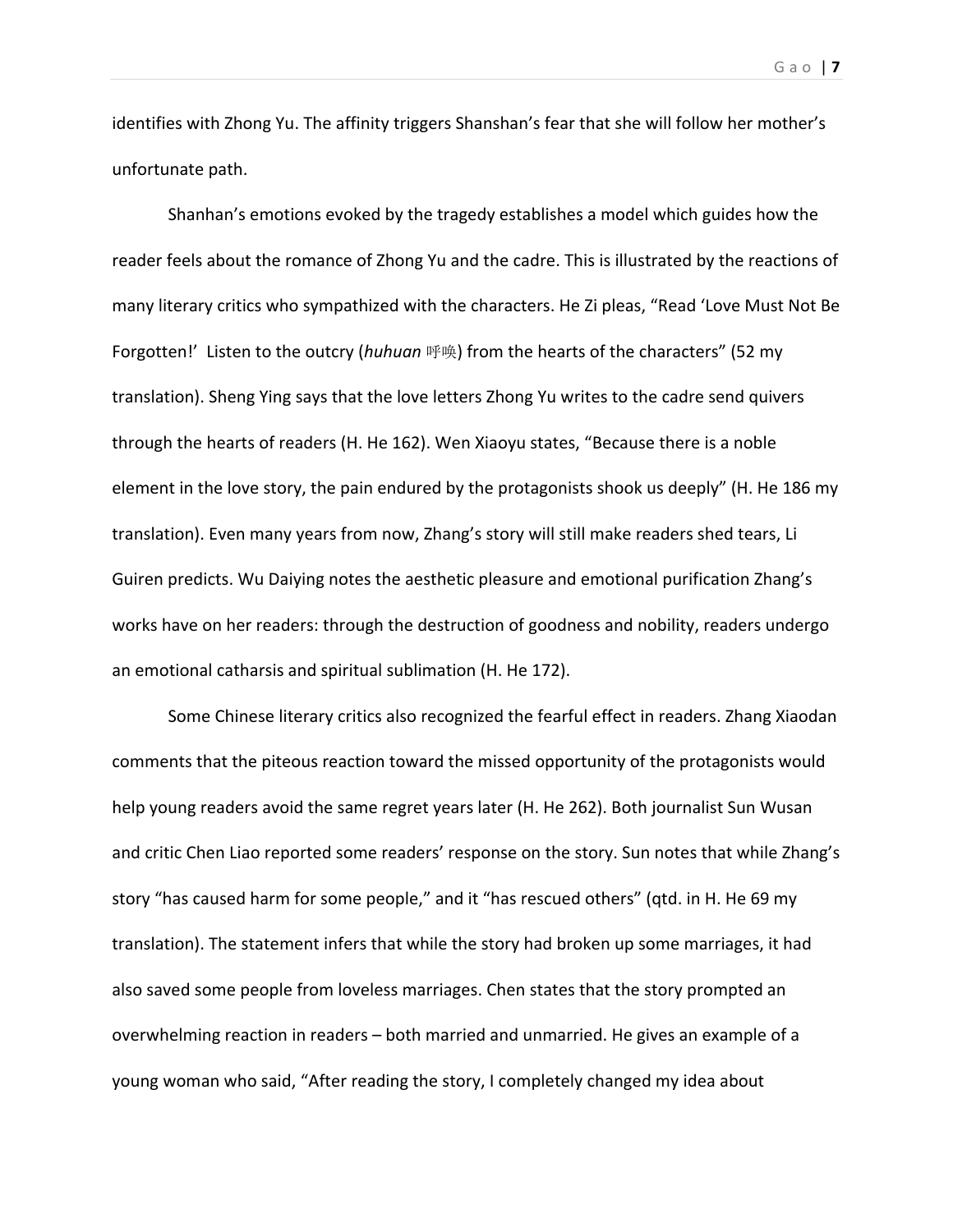identifies with Zhong Yu. The affinity triggers Shanshan's fear that she will follow her mother's unfortunate path.

Shanhan's emotions evoked by the tragedy establishes a model which guides how the reader feels about the romance of Zhong Yu and the cadre. This is illustrated by the reactions of many literary critics who sympathized with the characters. He Zi pleas, "Read 'Love Must Not Be Forgotten!' Listen to the outcry (*huhuan* 呼唤) from the hearts of the characters" (52 my translation). Sheng Ying says that the love letters Zhong Yu writes to the cadre send quivers through the hearts of readers (H. He 162). Wen Xiaoyu states, "Because there is a noble element in the love story, the pain endured by the protagonists shook us deeply" (H. He 186 my translation). Even many years from now, Zhang's story will still make readers shed tears, Li Guiren predicts. Wu Daiying notes the aesthetic pleasure and emotional purification Zhang's works have on her readers: through the destruction of goodness and nobility, readers undergo an emotional catharsis and spiritual sublimation (H. He 172).

Some Chinese literary critics also recognized the fearful effect in readers. Zhang Xiaodan comments that the piteous reaction toward the missed opportunity of the protagonists would help young readers avoid the same regret years later (H. He 262). Both journalist Sun Wusan and critic Chen Liao reported some readers' response on the story. Sun notes that while Zhang's story "has caused harm for some people," and it "has rescued others" (qtd. in H. He 69 my translation). The statement infers that while the story had broken up some marriages, it had also saved some people from loveless marriages. Chen states that the story prompted an overwhelming reaction in readers – both married and unmarried. He gives an example of a young woman who said, "After reading the story, I completely changed my idea about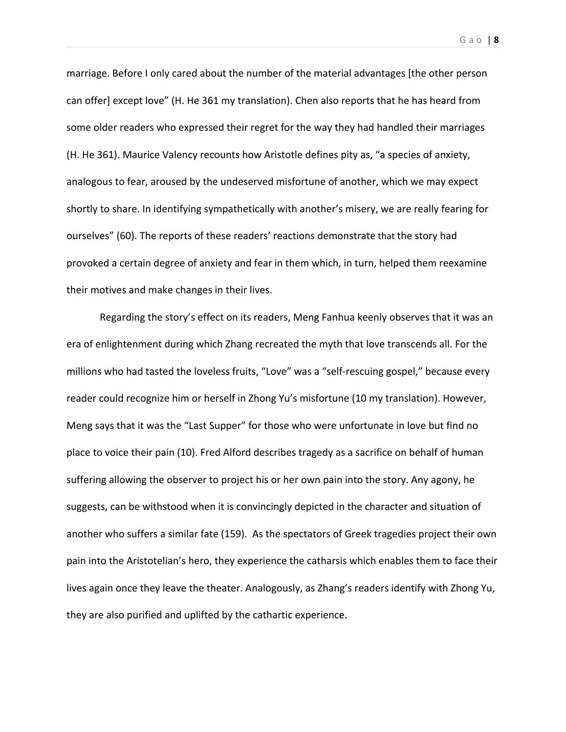marriage. Before I only cared about the number of the material advantages [the other person can offer] except love" (H. He 361 my translation). Chen also reports that he has heard from some older readers who expressed their regret for the way they had handled their marriages (H. He 361). Maurice Valency recounts how Aristotle defines pity as, "a species of anxiety, analogous to fear, aroused by the undeserved misfortune of another, which we may expect shortly to share. In identifying sympathetically with another's misery, we are really fearing for ourselves" (60). The reports of these readers' reactions demonstrate that the story had provoked a certain degree of anxiety and fear in them which, in turn, helped them reexamine their motives and make changes in their lives.

Regarding the story's effect on its readers, Meng Fanhua keenly observes that it was an era of enlightenment during which Zhang recreated the myth that love transcends all. For the millions who had tasted the loveless fruits, "Love" was a "self-rescuing gospel," because every reader could recognize him or herself in Zhong Yu's misfortune (10 my translation). However, Meng says that it was the "Last Supper" for those who were unfortunate in love but find no place to voice their pain (10). Fred Alford describes tragedy as a sacrifice on behalf of human suffering allowing the observer to project his or her own pain into the story. Any agony, he suggests, can be withstood when it is convincingly depicted in the character and situation of another who suffers a similar fate (159). As the spectators of Greek tragedies project their own pain into the Aristotelian's hero, they experience the catharsis which enables them to face their lives again once they leave the theater. Analogously, as Zhang's readers identify with Zhong Yu, they are also purified and uplifted by the cathartic experience.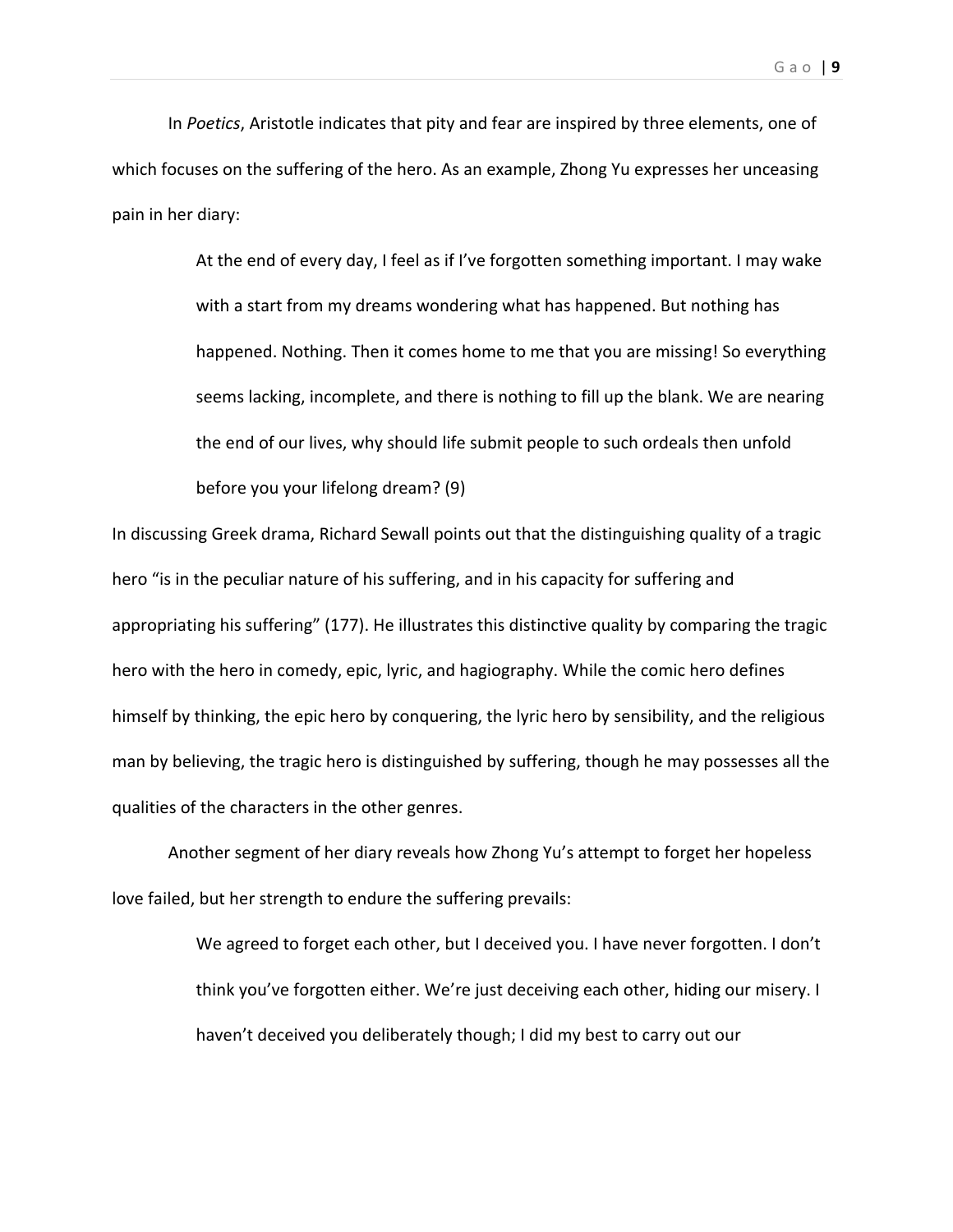In *Poetics*, Aristotle indicates that pity and fear are inspired by three elements, one of which focuses on the suffering of the hero. As an example, Zhong Yu expresses her unceasing pain in her diary:

> At the end of every day, I feel as if I've forgotten something important. I may wake with a start from my dreams wondering what has happened. But nothing has happened. Nothing. Then it comes home to me that you are missing! So everything seems lacking, incomplete, and there is nothing to fill up the blank. We are nearing the end of our lives, why should life submit people to such ordeals then unfold before you your lifelong dream? (9)

In discussing Greek drama, Richard Sewall points out that the distinguishing quality of a tragic hero "is in the peculiar nature of his suffering, and in his capacity for suffering and appropriating his suffering" (177). He illustrates this distinctive quality by comparing the tragic hero with the hero in comedy, epic, lyric, and hagiography. While the comic hero defines himself by thinking, the epic hero by conquering, the lyric hero by sensibility, and the religious man by believing, the tragic hero is distinguished by suffering, though he may possesses all the qualities of the characters in the other genres.

Another segment of her diary reveals how Zhong Yu's attempt to forget her hopeless love failed, but her strength to endure the suffering prevails:

> We agreed to forget each other, but I deceived you. I have never forgotten. I don't think you've forgotten either. We're just deceiving each other, hiding our misery. I haven't deceived you deliberately though; I did my best to carry out our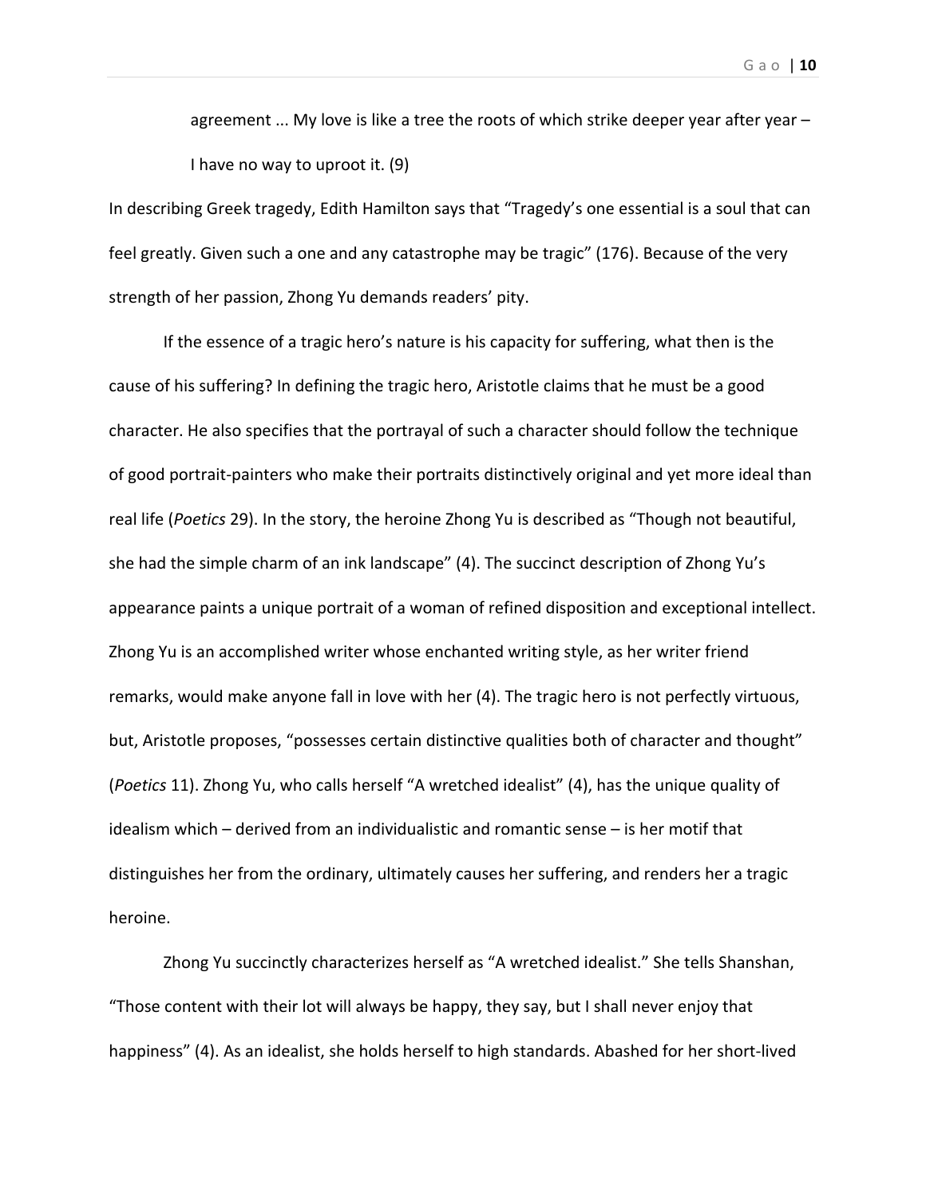> agreement ... My love is like a tree the roots of which strike deeper year after year – I have no way to uproot it. (9)

In describing Greek tragedy, Edith Hamilton says that "Tragedy's one essential is a soul that can feel greatly. Given such a one and any catastrophe may be tragic" (176). Because of the very strength of her passion, Zhong Yu demands readers' pity.

If the essence of a tragic hero's nature is his capacity for suffering, what then is the cause of his suffering? In defining the tragic hero, Aristotle claims that he must be a good character. He also specifies that the portrayal of such a character should follow the technique of good portrait-painters who make their portraits distinctively original and yet more ideal than real life (*Poetics* 29). In the story, the heroine Zhong Yu is described as "Though not beautiful, she had the simple charm of an ink landscape" (4). The succinct description of Zhong Yu's appearance paints a unique portrait of a woman of refined disposition and exceptional intellect. Zhong Yu is an accomplished writer whose enchanted writing style, as her writer friend remarks, would make anyone fall in love with her (4). The tragic hero is not perfectly virtuous, but, Aristotle proposes, "possesses certain distinctive qualities both of character and thought" (*Poetics* 11). Zhong Yu, who calls herself "A wretched idealist" (4), has the unique quality of idealism which – derived from an individualistic and romantic sense – is her motif that distinguishes her from the ordinary, ultimately causes her suffering, and renders her a tragic heroine.

Zhong Yu succinctly characterizes herself as "A wretched idealist." She tells Shanshan, "Those content with their lot will always be happy, they say, but I shall never enjoy that happiness" (4). As an idealist, she holds herself to high standards. Abashed for her short-lived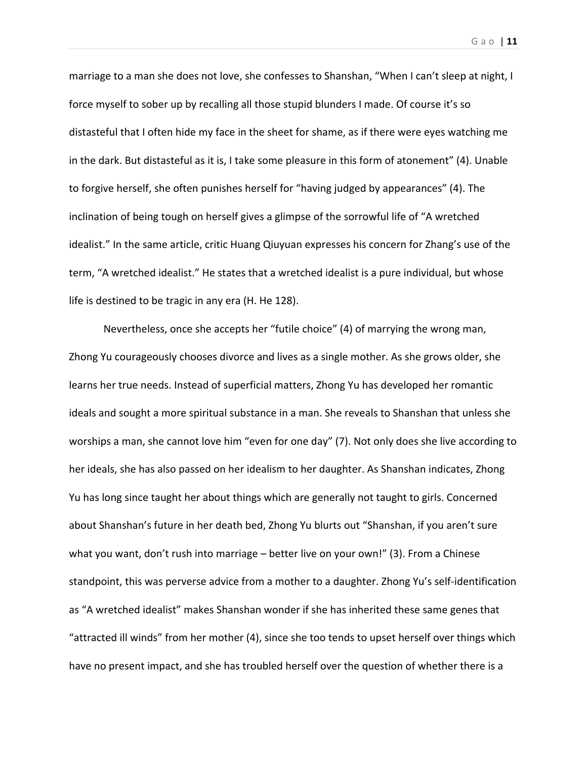marriage to a man she does not love, she confesses to Shanshan, "When I can't sleep at night, I force myself to sober up by recalling all those stupid blunders I made. Of course it's so distasteful that I often hide my face in the sheet for shame, as if there were eyes watching me in the dark. But distasteful as it is, I take some pleasure in this form of atonement" (4). Unable to forgive herself, she often punishes herself for "having judged by appearances" (4). The inclination of being tough on herself gives a glimpse of the sorrowful life of "A wretched idealist." In the same article, critic Huang Qiuyuan expresses his concern for Zhang's use of the term, "A wretched idealist." He states that a wretched idealist is a pure individual, but whose life is destined to be tragic in any era (H. He 128).

Nevertheless, once she accepts her "futile choice" (4) of marrying the wrong man, Zhong Yu courageously chooses divorce and lives as a single mother. As she grows older, she learns her true needs. Instead of superficial matters, Zhong Yu has developed her romantic ideals and sought a more spiritual substance in a man. She reveals to Shanshan that unless she worships a man, she cannot love him "even for one day" (7). Not only does she live according to her ideals, she has also passed on her idealism to her daughter. As Shanshan indicates, Zhong Yu has long since taught her about things which are generally not taught to girls. Concerned about Shanshan's future in her death bed, Zhong Yu blurts out "Shanshan, if you aren't sure what you want, don't rush into marriage – better live on your own!" (3). From a Chinese standpoint, this was perverse advice from a mother to a daughter. Zhong Yu's self-identification as "A wretched idealist" makes Shanshan wonder if she has inherited these same genes that "attracted ill winds" from her mother (4), since she too tends to upset herself over things which have no present impact, and she has troubled herself over the question of whether there is a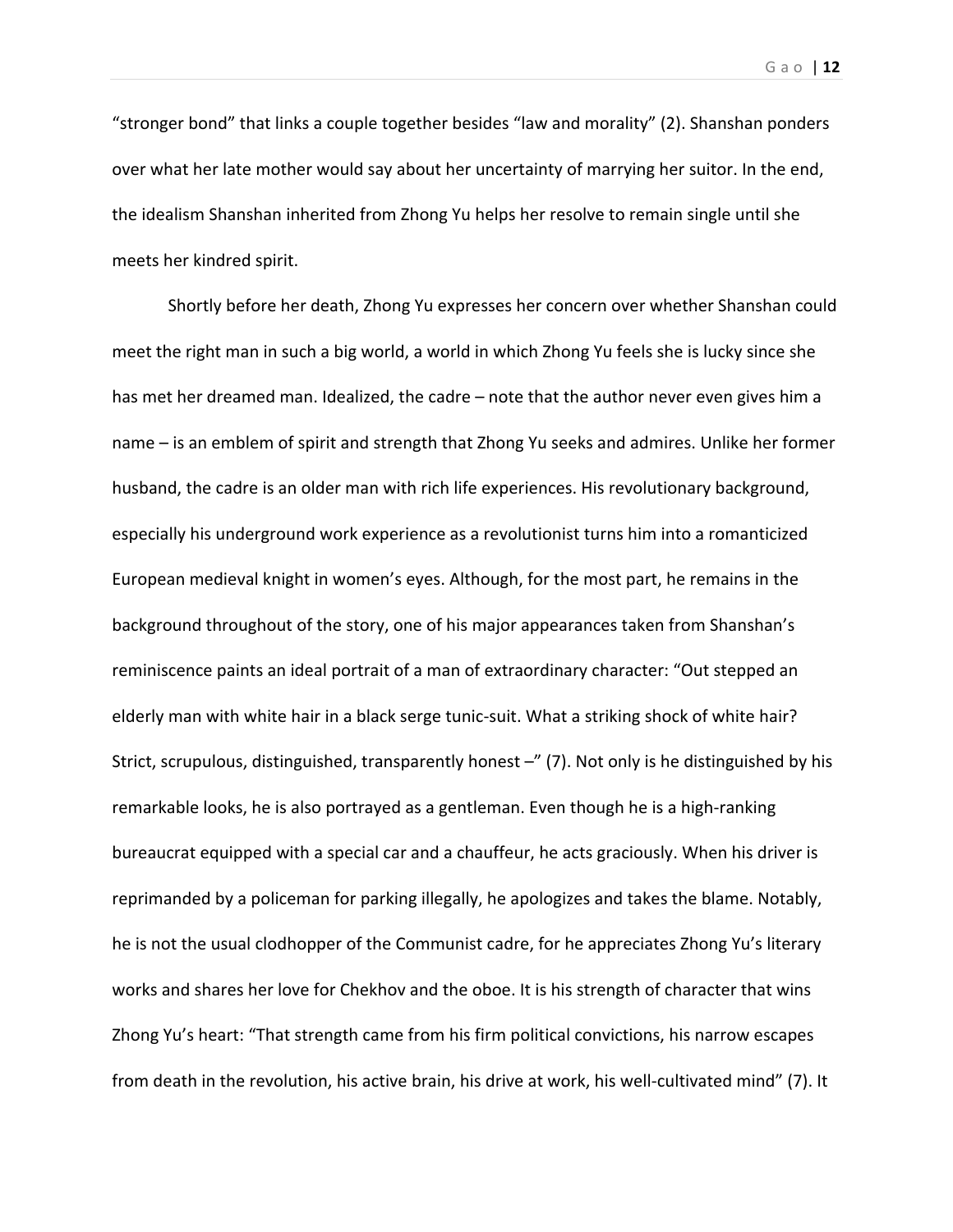"stronger bond" that links a couple together besides "law and morality" (2). Shanshan ponders over what her late mother would say about her uncertainty of marrying her suitor. In the end, the idealism Shanshan inherited from Zhong Yu helps her resolve to remain single until she meets her kindred spirit.

Shortly before her death, Zhong Yu expresses her concern over whether Shanshan could meet the right man in such a big world, a world in which Zhong Yu feels she is lucky since she has met her dreamed man. Idealized, the cadre – note that the author never even gives him a name – is an emblem of spirit and strength that Zhong Yu seeks and admires. Unlike her former husband, the cadre is an older man with rich life experiences. His revolutionary background, especially his underground work experience as a revolutionist turns him into a romanticized European medieval knight in women's eyes. Although, for the most part, he remains in the background throughout of the story, one of his major appearances taken from Shanshan's reminiscence paints an ideal portrait of a man of extraordinary character: "Out stepped an elderly man with white hair in a black serge tunic-suit. What a striking shock of white hair? Strict, scrupulous, distinguished, transparently honest –" (7). Not only is he distinguished by his remarkable looks, he is also portrayed as a gentleman. Even though he is a high-ranking bureaucrat equipped with a special car and a chauffeur, he acts graciously. When his driver is reprimanded by a policeman for parking illegally, he apologizes and takes the blame. Notably, he is not the usual clodhopper of the Communist cadre, for he appreciates Zhong Yu's literary works and shares her love for Chekhov and the oboe. It is his strength of character that wins Zhong Yu's heart: "That strength came from his firm political convictions, his narrow escapes from death in the revolution, his active brain, his drive at work, his well-cultivated mind" (7). It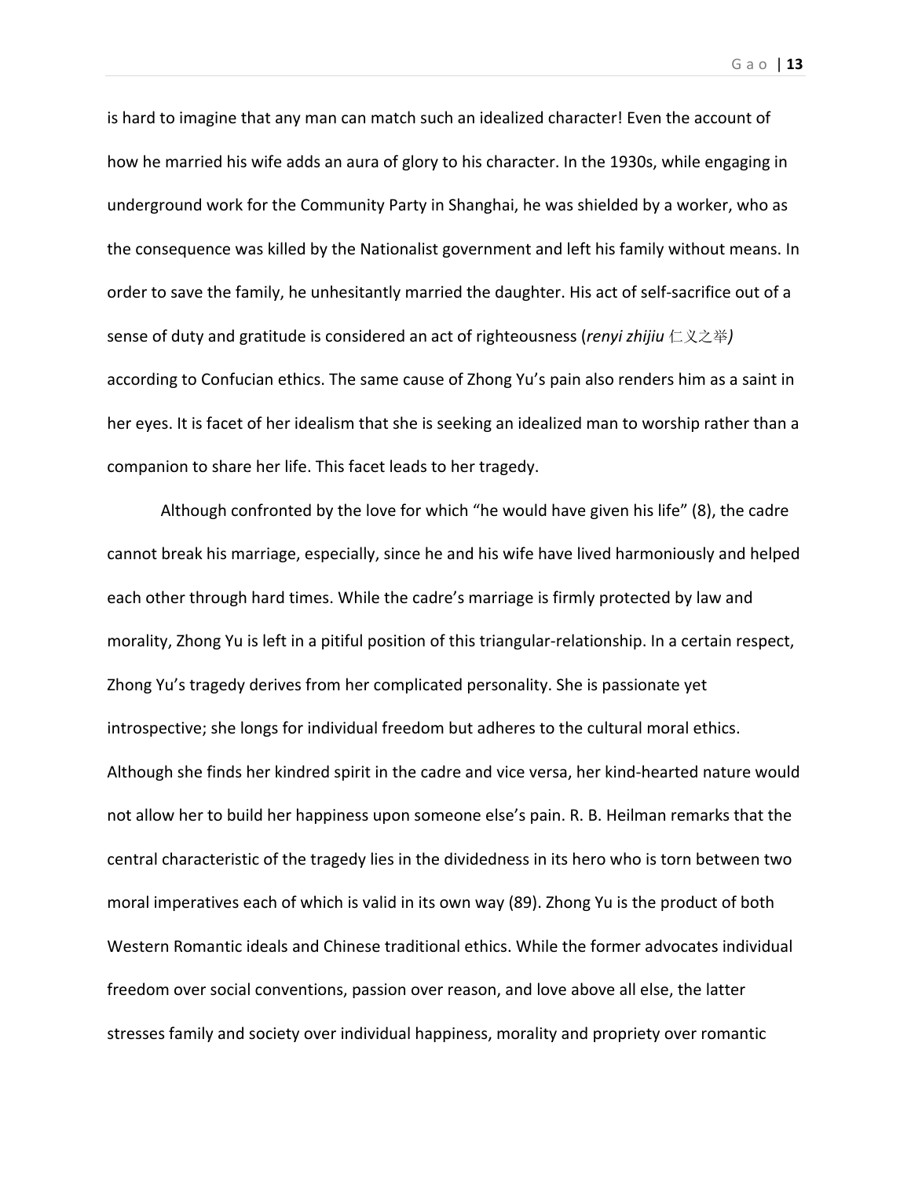is hard to imagine that any man can match such an idealized character! Even the account of how he married his wife adds an aura of glory to his character. In the 1930s, while engaging in underground work for the Community Party in Shanghai, he was shielded by a worker, who as the consequence was killed by the Nationalist government and left his family without means. In order to save the family, he unhesitantly married the daughter. His act of self-sacrifice out of a sense of duty and gratitude is considered an act of righteousness (*renyi zhijiu* 仁义之举*)* according to Confucian ethics. The same cause of Zhong Yu's pain also renders him as a saint in her eyes. It is facet of her idealism that she is seeking an idealized man to worship rather than a companion to share her life. This facet leads to her tragedy.

Although confronted by the love for which "he would have given his life" (8), the cadre cannot break his marriage, especially, since he and his wife have lived harmoniously and helped each other through hard times. While the cadre's marriage is firmly protected by law and morality, Zhong Yu is left in a pitiful position of this triangular-relationship. In a certain respect, Zhong Yu's tragedy derives from her complicated personality. She is passionate yet introspective; she longs for individual freedom but adheres to the cultural moral ethics. Although she finds her kindred spirit in the cadre and vice versa, her kind-hearted nature would not allow her to build her happiness upon someone else's pain. R. B. Heilman remarks that the central characteristic of the tragedy lies in the dividedness in its hero who is torn between two moral imperatives each of which is valid in its own way (89). Zhong Yu is the product of both Western Romantic ideals and Chinese traditional ethics. While the former advocates individual freedom over social conventions, passion over reason, and love above all else, the latter stresses family and society over individual happiness, morality and propriety over romantic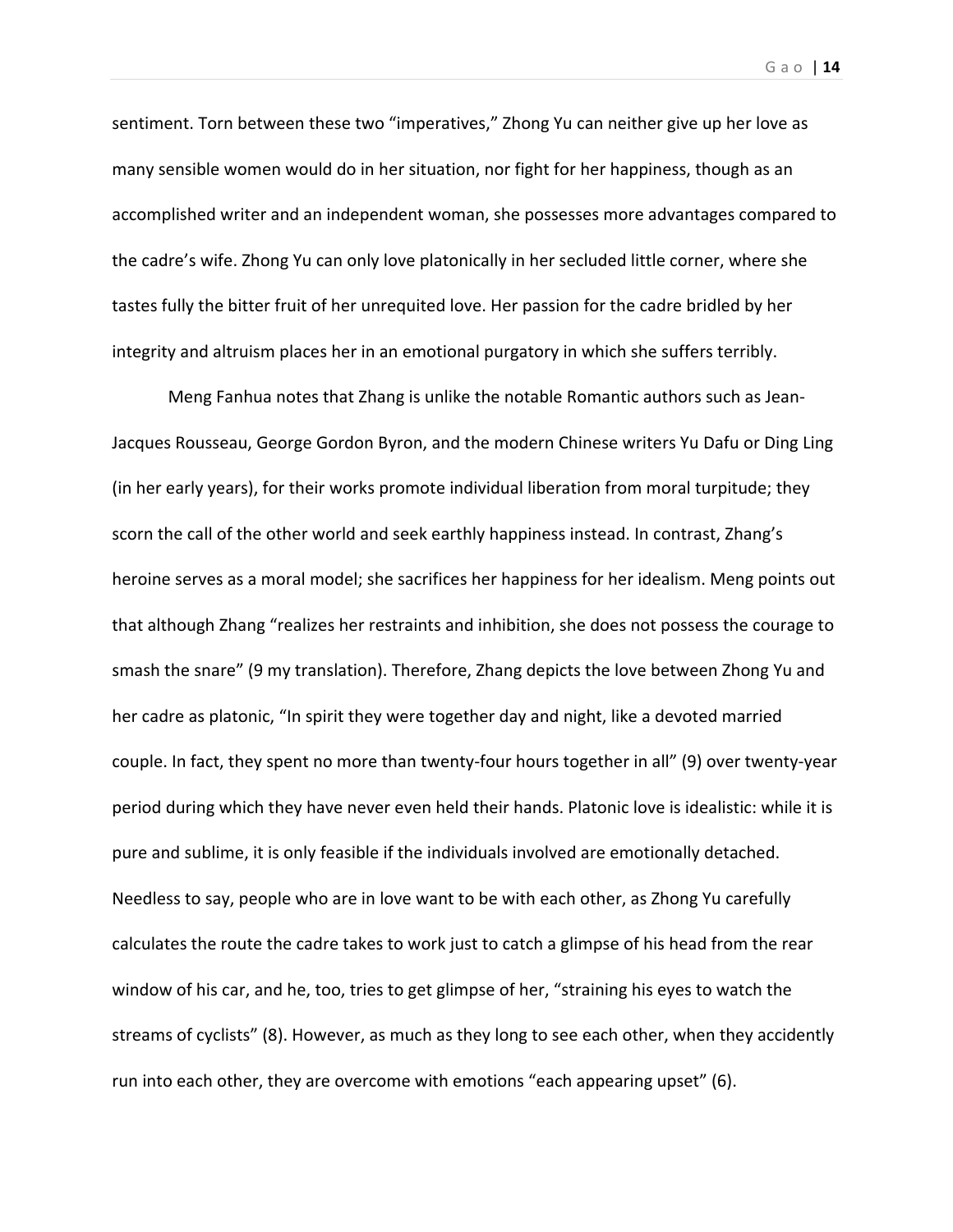sentiment. Torn between these two “imperatives,” Zhong Yu can neither give up her love as many sensible women would do in her situation, nor fight for her happiness, though as an accomplished writer and an independent woman, she possesses more advantages compared to the cadre’s wife. Zhong Yu can only love platonically in her secluded little corner, where she tastes fully the bitter fruit of her unrequited love. Her passion for the cadre bridled by her integrity and altruism places her in an emotional purgatory in which she suffers terribly.

Meng Fanhua notes that Zhang is unlike the notable Romantic authors such as Jean-Jacques Rousseau, George Gordon Byron, and the modern Chinese writers Yu Dafu or Ding Ling (in her early years), for their works promote individual liberation from moral turpitude; they scorn the call of the other world and seek earthly happiness instead. In contrast, Zhang’s heroine serves as a moral model; she sacrifices her happiness for her idealism. Meng points out that although Zhang “realizes her restraints and inhibition, she does not possess the courage to smash the snare” (9 my translation). Therefore, Zhang depicts the love between Zhong Yu and her cadre as platonic, “In spirit they were together day and night, like a devoted married couple. In fact, they spent no more than twenty-four hours together in all” (9) over twenty-year period during which they have never even held their hands. Platonic love is idealistic: while it is pure and sublime, it is only feasible if the individuals involved are emotionally detached. Needless to say, people who are in love want to be with each other, as Zhong Yu carefully calculates the route the cadre takes to work just to catch a glimpse of his head from the rear window of his car, and he, too, tries to get glimpse of her, “straining his eyes to watch the streams of cyclists” (8). However, as much as they long to see each other, when they accidently run into each other, they are overcome with emotions “each appearing upset” (6).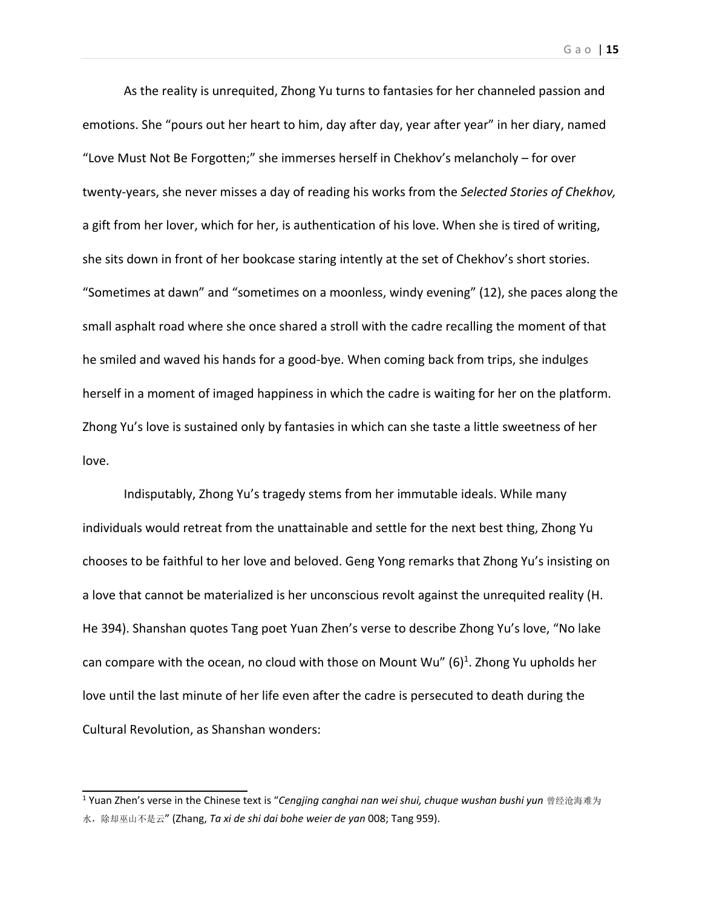As the reality is unrequited, Zhong Yu turns to fantasies for her channeled passion and emotions. She "pours out her heart to him, day after day, year after year" in her diary, named "Love Must Not Be Forgotten;" she immerses herself in Chekhov's melancholy – for over twenty-years, she never misses a day of reading his works from the *Selected Stories of Chekhov,* a gift from her lover, which for her, is authentication of his love. When she is tired of writing, she sits down in front of her bookcase staring intently at the set of Chekhov's short stories. "Sometimes at dawn" and "sometimes on a moonless, windy evening" (12), she paces along the small asphalt road where she once shared a stroll with the cadre recalling the moment of that he smiled and waved his hands for a good-bye. When coming back from trips, she indulges herself in a moment of imaged happiness in which the cadre is waiting for her on the platform. Zhong Yu's love is sustained only by fantasies in which can she taste a little sweetness of her love.

Indisputably, Zhong Yu's tragedy stems from her immutable ideals. While many individuals would retreat from the unattainable and settle for the next best thing, Zhong Yu chooses to be faithful to her love and beloved. Geng Yong remarks that Zhong Yu's insisting on a love that cannot be materialized is her unconscious revolt against the unrequited reality (H. He 394). Shanshan quotes Tang poet Yuan Zhen's verse to describe Zhong Yu's love, "No lake can compare with the ocean, no cloud with those on Mount Wu" (6)[1]. Zhong Yu upholds her love until the last minute of her life even after the cadre is persecuted to death during the Cultural Revolution, as Shanshan wonders:

---

[1] Yuan Zhen's verse in the Chinese text is "*Cengjing canghai nan wei shui, chuque wushan bushi yun* 曾经沧海难为水，除却巫山不是云" (Zhang, *Ta xi de shi dai bohe weier de yan* 008; Tang 959).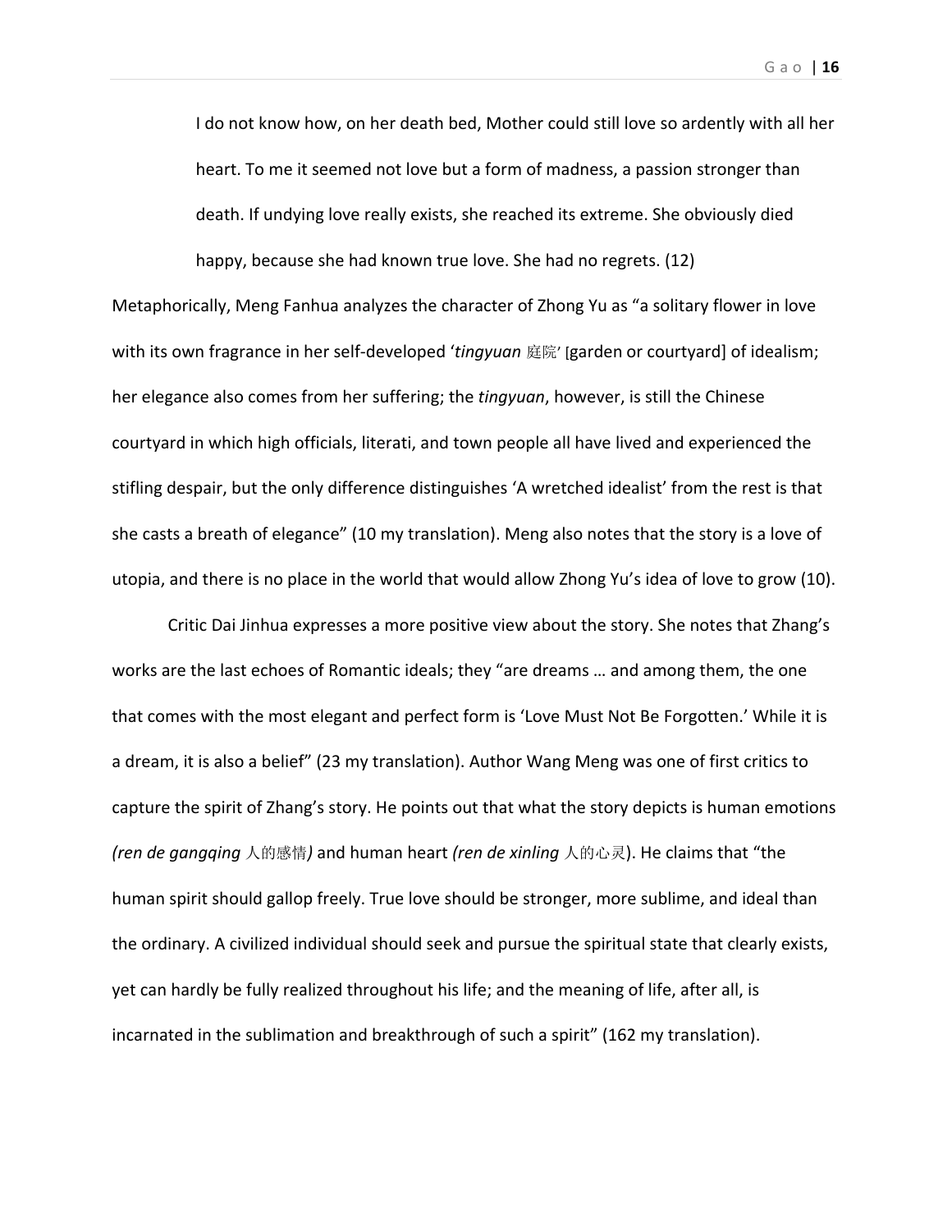> I do not know how, on her death bed, Mother could still love so ardently with all her heart. To me it seemed not love but a form of madness, a passion stronger than death. If undying love really exists, she reached its extreme. She obviously died happy, because she had known true love. She had no regrets. (12)

Metaphorically, Meng Fanhua analyzes the character of Zhong Yu as "a solitary flower in love with its own fragrance in her self-developed '*tingyuan* 庭院' [garden or courtyard] of idealism; her elegance also comes from her suffering; the *tingyuan*, however, is still the Chinese courtyard in which high officials, literati, and town people all have lived and experienced the stifling despair, but the only difference distinguishes 'A wretched idealist' from the rest is that she casts a breath of elegance" (10 my translation). Meng also notes that the story is a love of utopia, and there is no place in the world that would allow Zhong Yu's idea of love to grow (10).

Critic Dai Jinhua expresses a more positive view about the story. She notes that Zhang's works are the last echoes of Romantic ideals; they "are dreams … and among them, the one that comes with the most elegant and perfect form is 'Love Must Not Be Forgotten.' While it is a dream, it is also a belief" (23 my translation). Author Wang Meng was one of first critics to capture the spirit of Zhang's story. He points out that what the story depicts is human emotions *(ren de gangqing* 人的感情*)* and human heart *(ren de xinling* 人的心灵). He claims that "the human spirit should gallop freely. True love should be stronger, more sublime, and ideal than the ordinary. A civilized individual should seek and pursue the spiritual state that clearly exists, yet can hardly be fully realized throughout his life; and the meaning of life, after all, is incarnated in the sublimation and breakthrough of such a spirit" (162 my translation).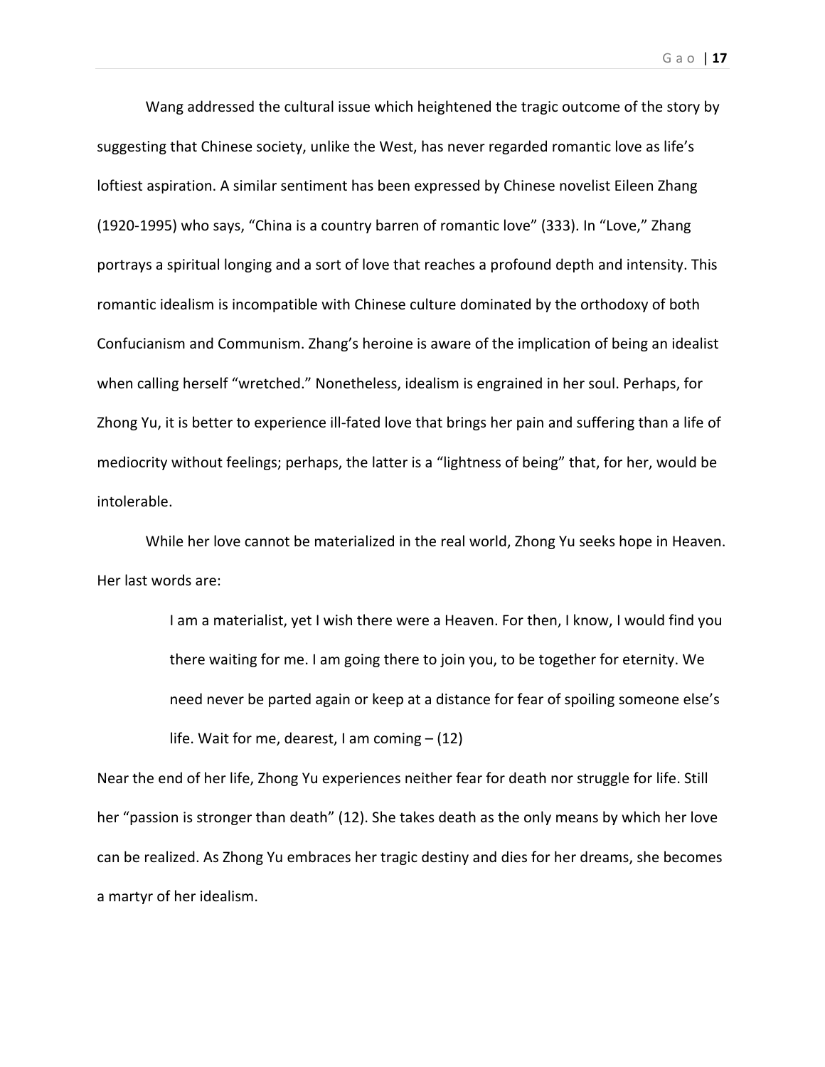Wang addressed the cultural issue which heightened the tragic outcome of the story by suggesting that Chinese society, unlike the West, has never regarded romantic love as life's loftiest aspiration. A similar sentiment has been expressed by Chinese novelist Eileen Zhang (1920-1995) who says, "China is a country barren of romantic love" (333). In "Love," Zhang portrays a spiritual longing and a sort of love that reaches a profound depth and intensity. This romantic idealism is incompatible with Chinese culture dominated by the orthodoxy of both Confucianism and Communism. Zhang's heroine is aware of the implication of being an idealist when calling herself "wretched." Nonetheless, idealism is engrained in her soul. Perhaps, for Zhong Yu, it is better to experience ill-fated love that brings her pain and suffering than a life of mediocrity without feelings; perhaps, the latter is a "lightness of being" that, for her, would be intolerable.

While her love cannot be materialized in the real world, Zhong Yu seeks hope in Heaven. Her last words are:

> I am a materialist, yet I wish there were a Heaven. For then, I know, I would find you there waiting for me. I am going there to join you, to be together for eternity. We need never be parted again or keep at a distance for fear of spoiling someone else's life. Wait for me, dearest, I am coming – (12)

Near the end of her life, Zhong Yu experiences neither fear for death nor struggle for life. Still her "passion is stronger than death" (12). She takes death as the only means by which her love can be realized. As Zhong Yu embraces her tragic destiny and dies for her dreams, she becomes a martyr of her idealism.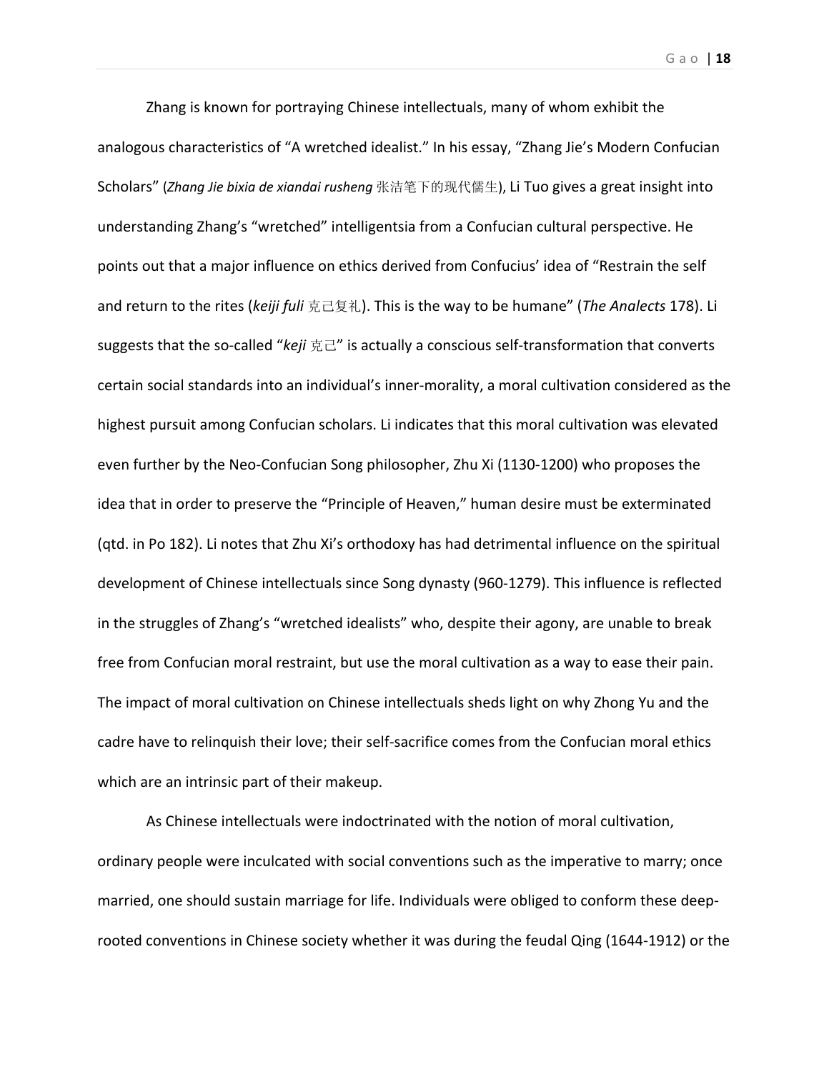Zhang is known for portraying Chinese intellectuals, many of whom exhibit the analogous characteristics of “A wretched idealist.” In his essay, “Zhang Jie’s Modern Confucian Scholars” (*Zhang Jie bixia de xiandai rusheng* 张洁笔下的现代儒生), Li Tuo gives a great insight into understanding Zhang’s “wretched” intelligentsia from a Confucian cultural perspective. He points out that a major influence on ethics derived from Confucius’ idea of “Restrain the self and return to the rites (*keiji fuli* 克己复礼). This is the way to be humane” (*The Analects* 178). Li suggests that the so-called “*keji* 克己” is actually a conscious self-transformation that converts certain social standards into an individual’s inner-morality, a moral cultivation considered as the highest pursuit among Confucian scholars. Li indicates that this moral cultivation was elevated even further by the Neo-Confucian Song philosopher, Zhu Xi (1130-1200) who proposes the idea that in order to preserve the “Principle of Heaven,” human desire must be exterminated (qtd. in Po 182). Li notes that Zhu Xi’s orthodoxy has had detrimental influence on the spiritual development of Chinese intellectuals since Song dynasty (960-1279). This influence is reflected in the struggles of Zhang’s “wretched idealists” who, despite their agony, are unable to break free from Confucian moral restraint, but use the moral cultivation as a way to ease their pain. The impact of moral cultivation on Chinese intellectuals sheds light on why Zhong Yu and the cadre have to relinquish their love; their self-sacrifice comes from the Confucian moral ethics which are an intrinsic part of their makeup.

As Chinese intellectuals were indoctrinated with the notion of moral cultivation, ordinary people were inculcated with social conventions such as the imperative to marry; once married, one should sustain marriage for life. Individuals were obliged to conform these deep-rooted conventions in Chinese society whether it was during the feudal Qing (1644-1912) or the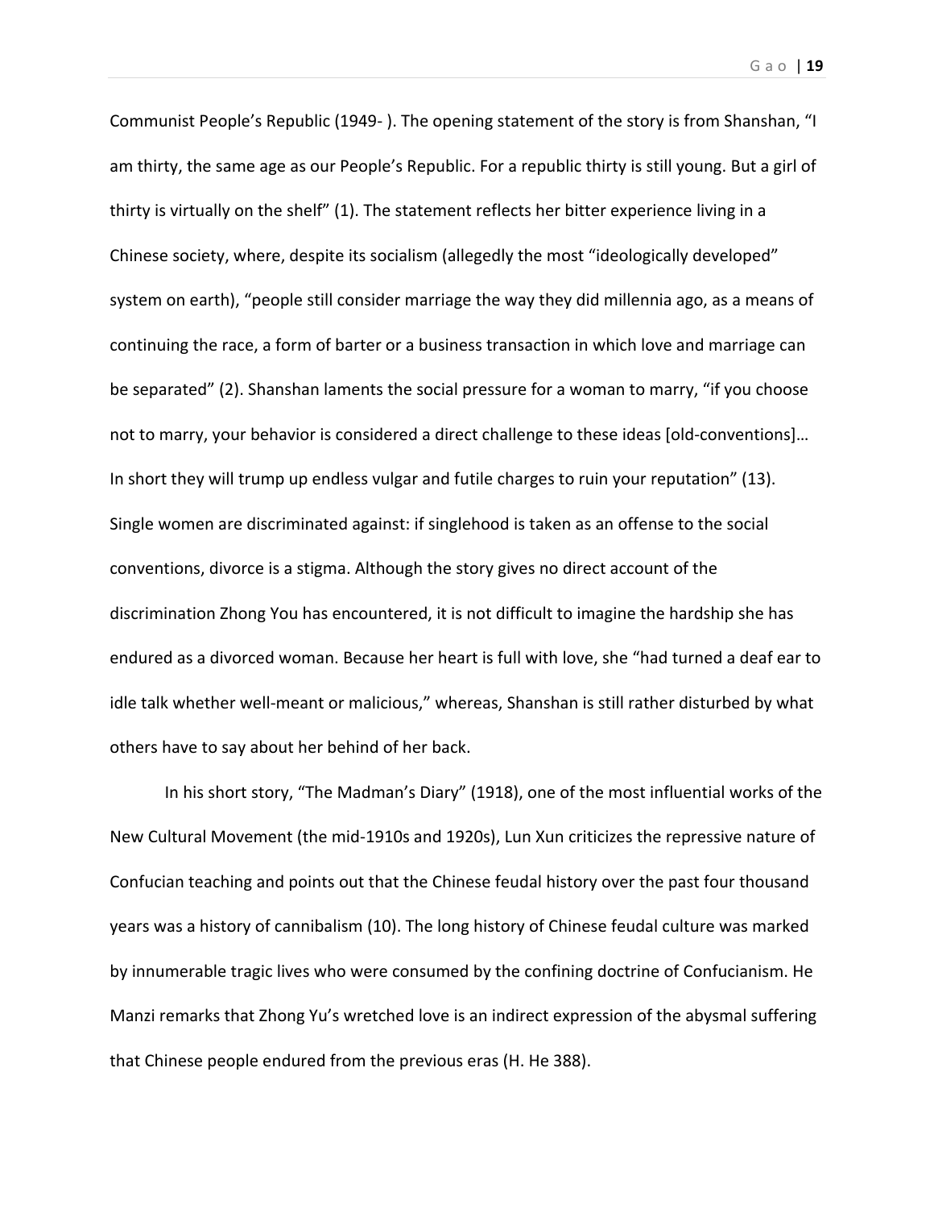Communist People's Republic (1949- ). The opening statement of the story is from Shanshan, "I am thirty, the same age as our People's Republic. For a republic thirty is still young. But a girl of thirty is virtually on the shelf" (1). The statement reflects her bitter experience living in a Chinese society, where, despite its socialism (allegedly the most "ideologically developed" system on earth), "people still consider marriage the way they did millennia ago, as a means of continuing the race, a form of barter or a business transaction in which love and marriage can be separated" (2). Shanshan laments the social pressure for a woman to marry, "if you choose not to marry, your behavior is considered a direct challenge to these ideas [old-conventions]… In short they will trump up endless vulgar and futile charges to ruin your reputation" (13). Single women are discriminated against: if singlehood is taken as an offense to the social conventions, divorce is a stigma. Although the story gives no direct account of the discrimination Zhong You has encountered, it is not difficult to imagine the hardship she has endured as a divorced woman. Because her heart is full with love, she "had turned a deaf ear to idle talk whether well-meant or malicious," whereas, Shanshan is still rather disturbed by what others have to say about her behind of her back.

In his short story, "The Madman's Diary" (1918), one of the most influential works of the New Cultural Movement (the mid-1910s and 1920s), Lun Xun criticizes the repressive nature of Confucian teaching and points out that the Chinese feudal history over the past four thousand years was a history of cannibalism (10). The long history of Chinese feudal culture was marked by innumerable tragic lives who were consumed by the confining doctrine of Confucianism. He Manzi remarks that Zhong Yu's wretched love is an indirect expression of the abysmal suffering that Chinese people endured from the previous eras (H. He 388).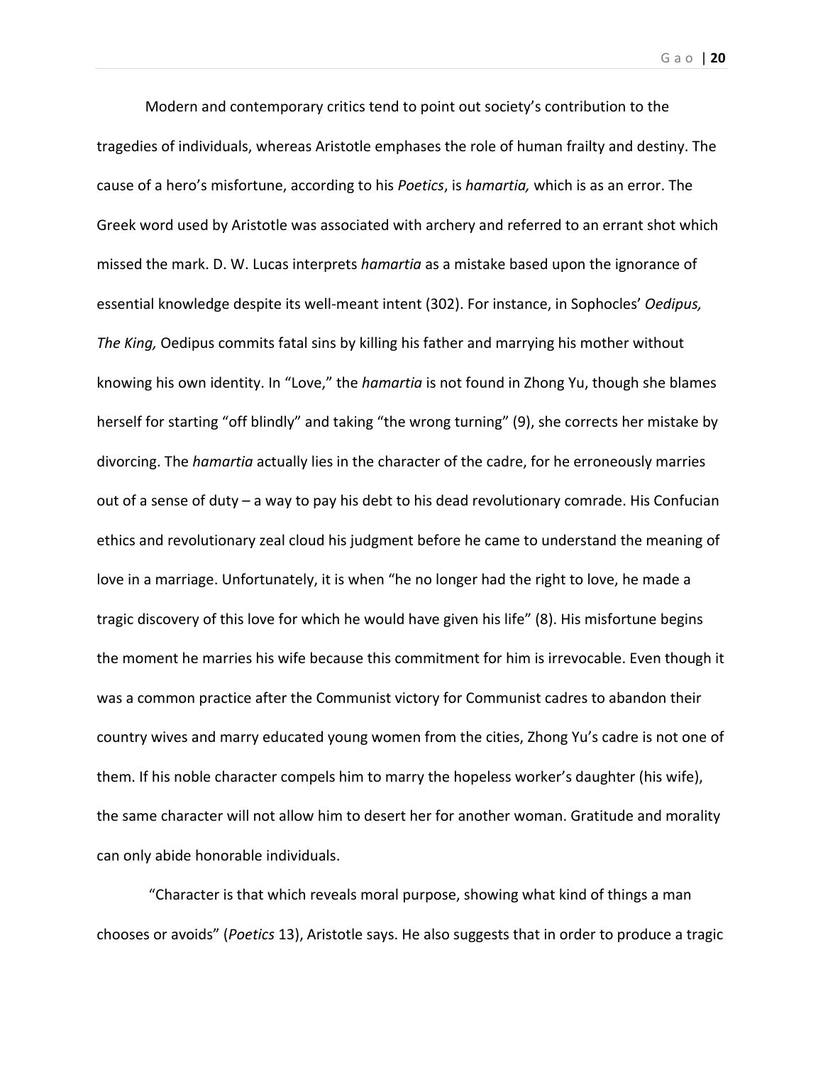Modern and contemporary critics tend to point out society's contribution to the tragedies of individuals, whereas Aristotle emphases the role of human frailty and destiny. The cause of a hero's misfortune, according to his *Poetics*, is *hamartia,* which is as an error. The Greek word used by Aristotle was associated with archery and referred to an errant shot which missed the mark. D. W. Lucas interprets *hamartia* as a mistake based upon the ignorance of essential knowledge despite its well-meant intent (302). For instance, in Sophocles' *Oedipus, The King,* Oedipus commits fatal sins by killing his father and marrying his mother without knowing his own identity. In "Love," the *hamartia* is not found in Zhong Yu, though she blames herself for starting "off blindly" and taking "the wrong turning" (9), she corrects her mistake by divorcing. The *hamartia* actually lies in the character of the cadre, for he erroneously marries out of a sense of duty – a way to pay his debt to his dead revolutionary comrade. His Confucian ethics and revolutionary zeal cloud his judgment before he came to understand the meaning of love in a marriage. Unfortunately, it is when "he no longer had the right to love, he made a tragic discovery of this love for which he would have given his life" (8). His misfortune begins the moment he marries his wife because this commitment for him is irrevocable. Even though it was a common practice after the Communist victory for Communist cadres to abandon their country wives and marry educated young women from the cities, Zhong Yu's cadre is not one of them. If his noble character compels him to marry the hopeless worker's daughter (his wife), the same character will not allow him to desert her for another woman. Gratitude and morality can only abide honorable individuals.

"Character is that which reveals moral purpose, showing what kind of things a man chooses or avoids" (*Poetics* 13), Aristotle says. He also suggests that in order to produce a tragic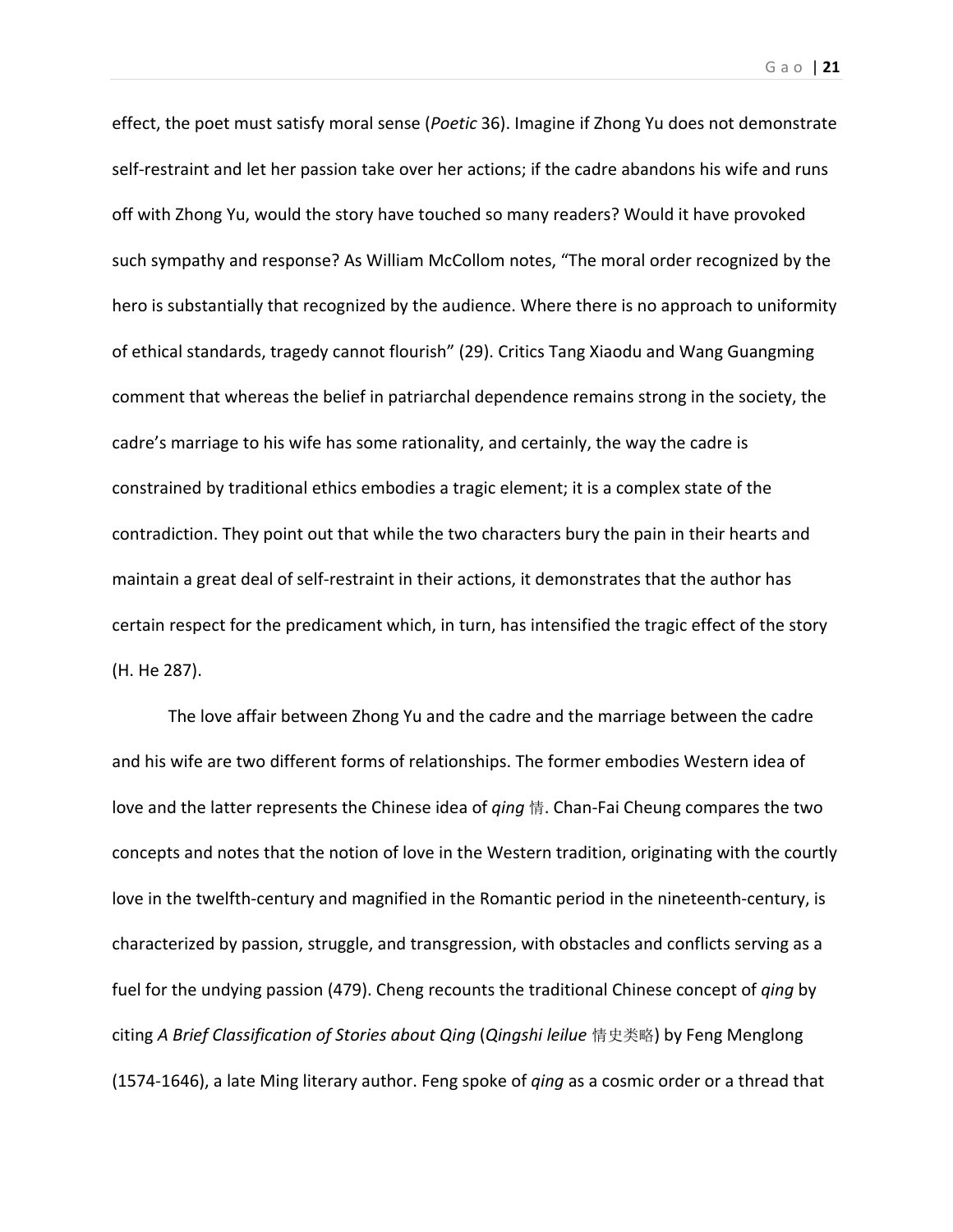effect, the poet must satisfy moral sense (*Poetic* 36). Imagine if Zhong Yu does not demonstrate self-restraint and let her passion take over her actions; if the cadre abandons his wife and runs off with Zhong Yu, would the story have touched so many readers? Would it have provoked such sympathy and response? As William McCollom notes, "The moral order recognized by the hero is substantially that recognized by the audience. Where there is no approach to uniformity of ethical standards, tragedy cannot flourish" (29). Critics Tang Xiaodu and Wang Guangming comment that whereas the belief in patriarchal dependence remains strong in the society, the cadre's marriage to his wife has some rationality, and certainly, the way the cadre is constrained by traditional ethics embodies a tragic element; it is a complex state of the contradiction. They point out that while the two characters bury the pain in their hearts and maintain a great deal of self-restraint in their actions, it demonstrates that the author has certain respect for the predicament which, in turn, has intensified the tragic effect of the story (H. He 287).

The love affair between Zhong Yu and the cadre and the marriage between the cadre and his wife are two different forms of relationships. The former embodies Western idea of love and the latter represents the Chinese idea of *qing* 情. Chan-Fai Cheung compares the two concepts and notes that the notion of love in the Western tradition, originating with the courtly love in the twelfth-century and magnified in the Romantic period in the nineteenth-century, is characterized by passion, struggle, and transgression, with obstacles and conflicts serving as a fuel for the undying passion (479). Cheng recounts the traditional Chinese concept of *qing* by citing *A Brief Classification of Stories about Qing* (*Qingshi leilue* 情史类略) by Feng Menglong (1574-1646), a late Ming literary author. Feng spoke of *qing* as a cosmic order or a thread that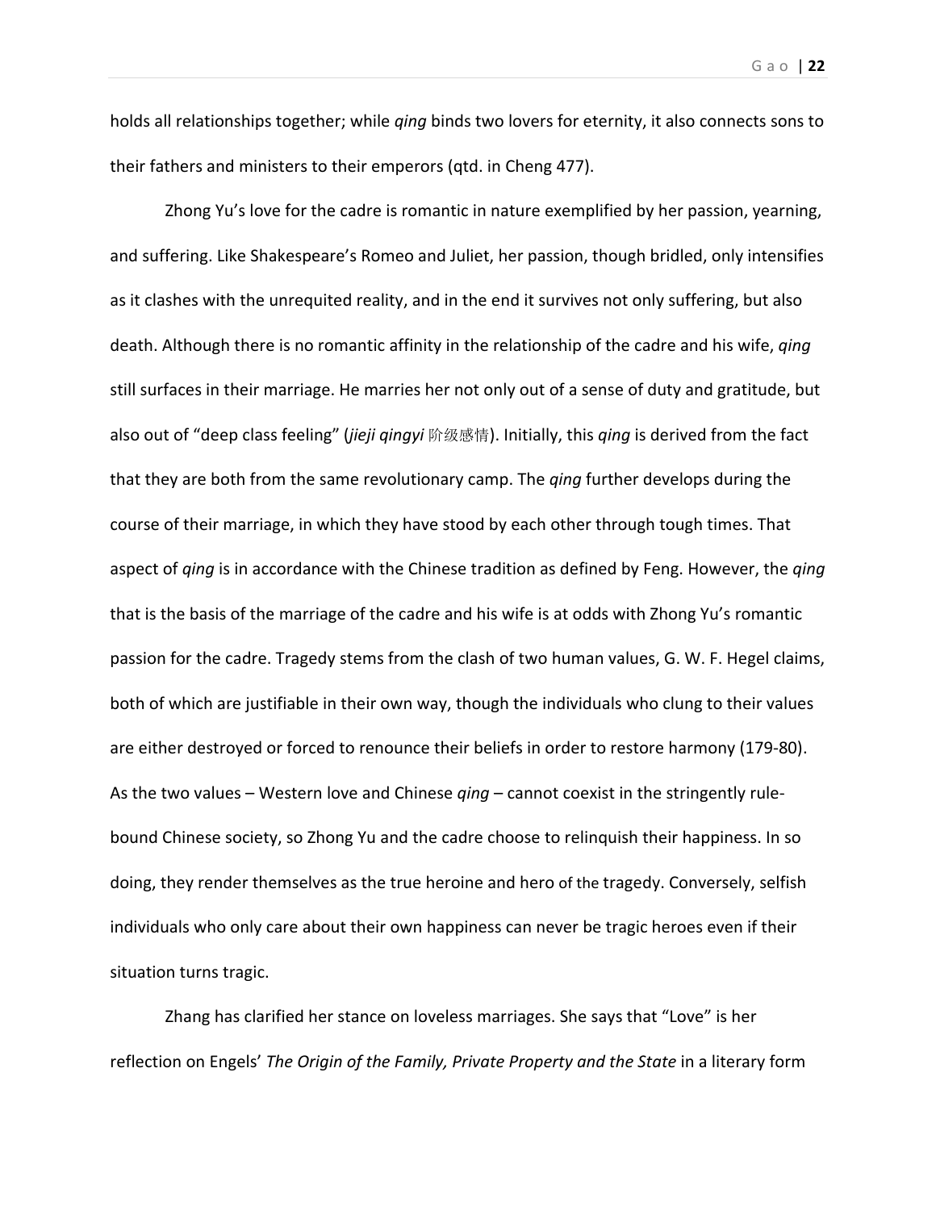holds all relationships together; while *qing* binds two lovers for eternity, it also connects sons to their fathers and ministers to their emperors (qtd. in Cheng 477).

Zhong Yu's love for the cadre is romantic in nature exemplified by her passion, yearning, and suffering. Like Shakespeare's Romeo and Juliet, her passion, though bridled, only intensifies as it clashes with the unrequited reality, and in the end it survives not only suffering, but also death. Although there is no romantic affinity in the relationship of the cadre and his wife, *qing* still surfaces in their marriage. He marries her not only out of a sense of duty and gratitude, but also out of "deep class feeling" (*jieji qingyi* 阶级感情). Initially, this *qing* is derived from the fact that they are both from the same revolutionary camp. The *qing* further develops during the course of their marriage, in which they have stood by each other through tough times. That aspect of *qing* is in accordance with the Chinese tradition as defined by Feng. However, the *qing* that is the basis of the marriage of the cadre and his wife is at odds with Zhong Yu's romantic passion for the cadre. Tragedy stems from the clash of two human values, G. W. F. Hegel claims, both of which are justifiable in their own way, though the individuals who clung to their values are either destroyed or forced to renounce their beliefs in order to restore harmony (179-80). As the two values – Western love and Chinese *qing* – cannot coexist in the stringently rule-bound Chinese society, so Zhong Yu and the cadre choose to relinquish their happiness. In so doing, they render themselves as the true heroine and hero of the tragedy. Conversely, selfish individuals who only care about their own happiness can never be tragic heroes even if their situation turns tragic.

Zhang has clarified her stance on loveless marriages. She says that "Love" is her reflection on Engels' *The Origin of the Family, Private Property and the State* in a literary form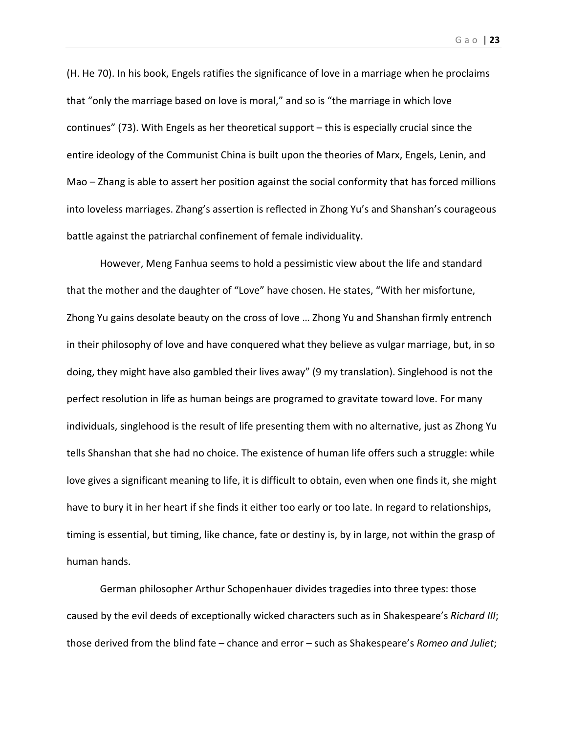(H. He 70). In his book, Engels ratifies the significance of love in a marriage when he proclaims that “only the marriage based on love is moral,” and so is “the marriage in which love continues” (73). With Engels as her theoretical support – this is especially crucial since the entire ideology of the Communist China is built upon the theories of Marx, Engels, Lenin, and Mao – Zhang is able to assert her position against the social conformity that has forced millions into loveless marriages. Zhang’s assertion is reflected in Zhong Yu’s and Shanshan’s courageous battle against the patriarchal confinement of female individuality.

However, Meng Fanhua seems to hold a pessimistic view about the life and standard that the mother and the daughter of “Love” have chosen. He states, “With her misfortune, Zhong Yu gains desolate beauty on the cross of love … Zhong Yu and Shanshan firmly entrench in their philosophy of love and have conquered what they believe as vulgar marriage, but, in so doing, they might have also gambled their lives away” (9 my translation). Singlehood is not the perfect resolution in life as human beings are programed to gravitate toward love. For many individuals, singlehood is the result of life presenting them with no alternative, just as Zhong Yu tells Shanshan that she had no choice. The existence of human life offers such a struggle: while love gives a significant meaning to life, it is difficult to obtain, even when one finds it, she might have to bury it in her heart if she finds it either too early or too late. In regard to relationships, timing is essential, but timing, like chance, fate or destiny is, by in large, not within the grasp of human hands.

German philosopher Arthur Schopenhauer divides tragedies into three types: those caused by the evil deeds of exceptionally wicked characters such as in Shakespeare’s *Richard III*; those derived from the blind fate – chance and error – such as Shakespeare’s *Romeo and Juliet*;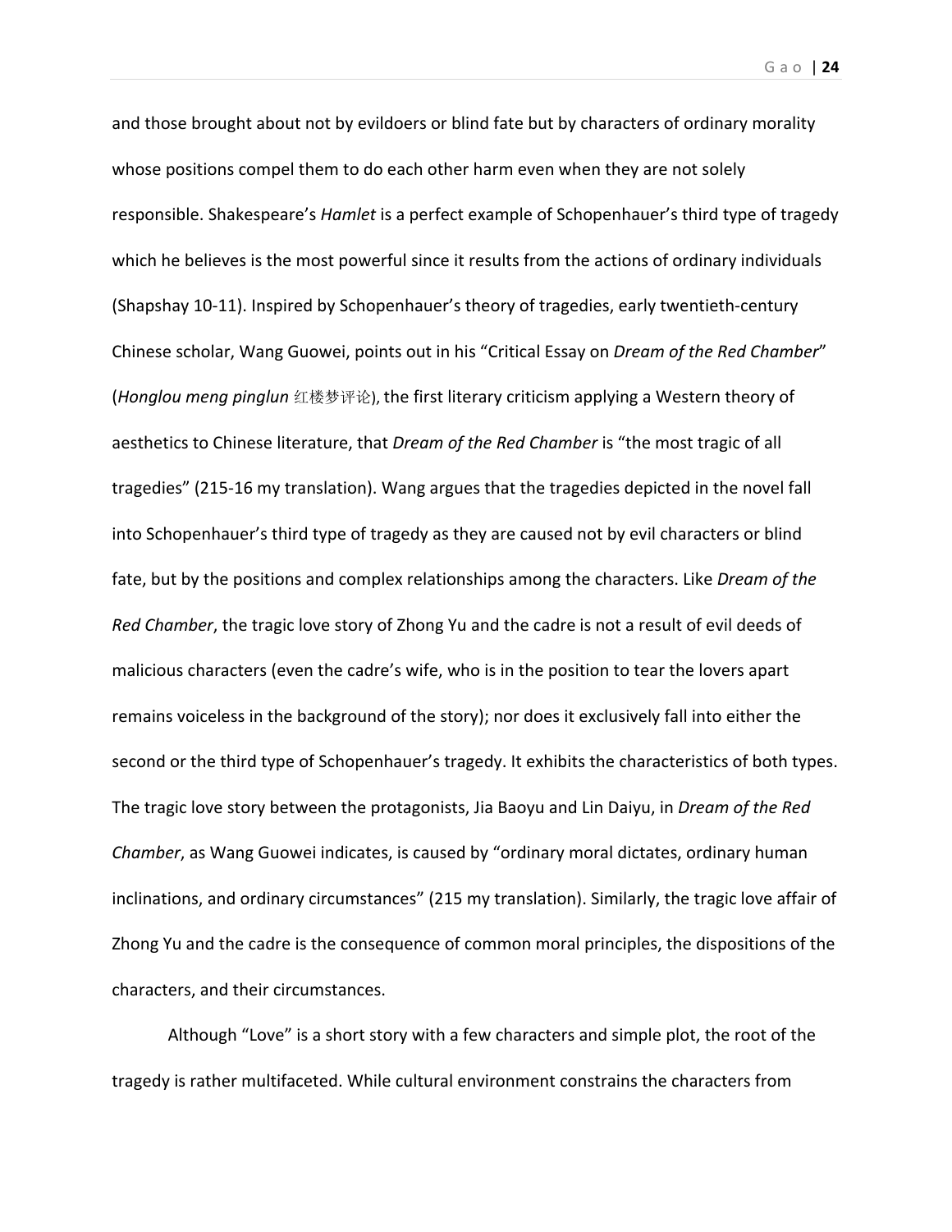and those brought about not by evildoers or blind fate but by characters of ordinary morality whose positions compel them to do each other harm even when they are not solely responsible. Shakespeare's *Hamlet* is a perfect example of Schopenhauer's third type of tragedy which he believes is the most powerful since it results from the actions of ordinary individuals (Shapshay 10-11). Inspired by Schopenhauer's theory of tragedies, early twentieth-century Chinese scholar, Wang Guowei, points out in his "Critical Essay on *Dream of the Red Chamber*" (*Honglou meng pinglun* 红楼梦评论), the first literary criticism applying a Western theory of aesthetics to Chinese literature, that *Dream of the Red Chamber* is "the most tragic of all tragedies" (215-16 my translation). Wang argues that the tragedies depicted in the novel fall into Schopenhauer's third type of tragedy as they are caused not by evil characters or blind fate, but by the positions and complex relationships among the characters. Like *Dream of the Red Chamber*, the tragic love story of Zhong Yu and the cadre is not a result of evil deeds of malicious characters (even the cadre's wife, who is in the position to tear the lovers apart remains voiceless in the background of the story); nor does it exclusively fall into either the second or the third type of Schopenhauer's tragedy. It exhibits the characteristics of both types. The tragic love story between the protagonists, Jia Baoyu and Lin Daiyu, in *Dream of the Red Chamber*, as Wang Guowei indicates, is caused by "ordinary moral dictates, ordinary human inclinations, and ordinary circumstances" (215 my translation). Similarly, the tragic love affair of Zhong Yu and the cadre is the consequence of common moral principles, the dispositions of the characters, and their circumstances.

Although "Love" is a short story with a few characters and simple plot, the root of the tragedy is rather multifaceted. While cultural environment constrains the characters from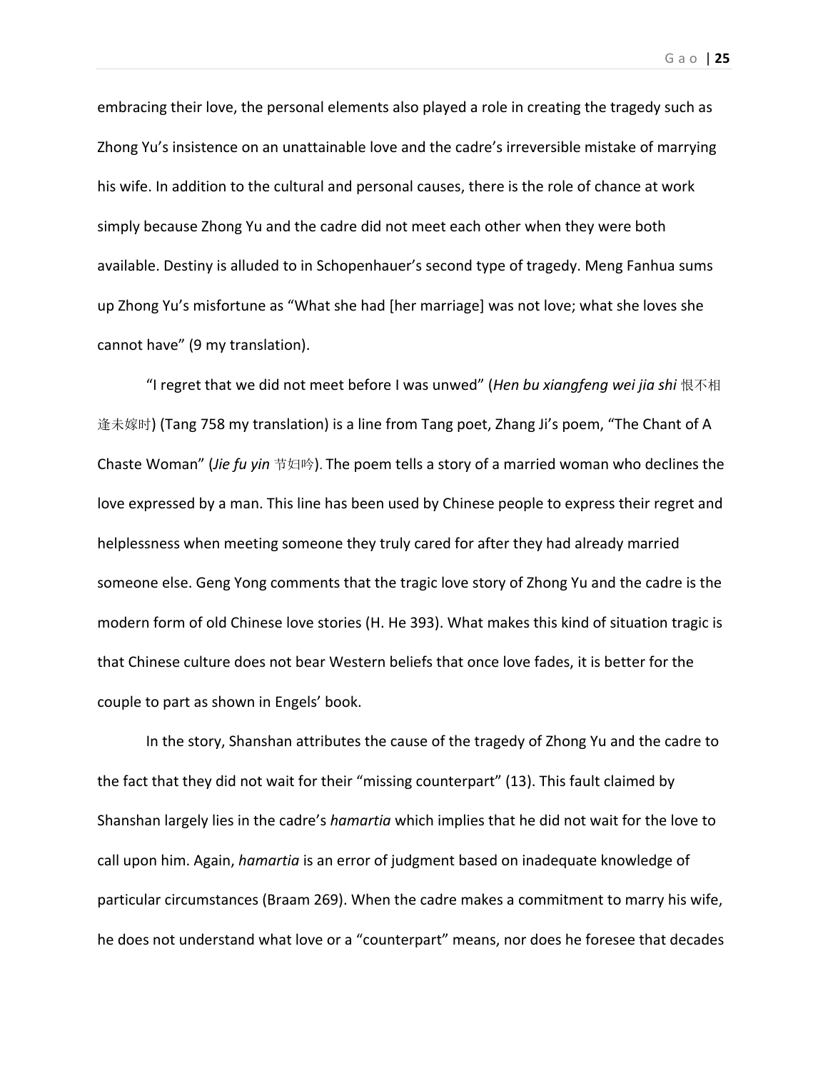embracing their love, the personal elements also played a role in creating the tragedy such as Zhong Yu's insistence on an unattainable love and the cadre's irreversible mistake of marrying his wife. In addition to the cultural and personal causes, there is the role of chance at work simply because Zhong Yu and the cadre did not meet each other when they were both available. Destiny is alluded to in Schopenhauer's second type of tragedy. Meng Fanhua sums up Zhong Yu's misfortune as "What she had [her marriage] was not love; what she loves she cannot have" (9 my translation).

"I regret that we did not meet before I was unwed" (*Hen bu xiangfeng wei jia shi* 恨不相逢未嫁时) (Tang 758 my translation) is a line from Tang poet, Zhang Ji's poem, "The Chant of A Chaste Woman" (*Jie fu yin* 节妇吟). The poem tells a story of a married woman who declines the love expressed by a man. This line has been used by Chinese people to express their regret and helplessness when meeting someone they truly cared for after they had already married someone else. Geng Yong comments that the tragic love story of Zhong Yu and the cadre is the modern form of old Chinese love stories (H. He 393). What makes this kind of situation tragic is that Chinese culture does not bear Western beliefs that once love fades, it is better for the couple to part as shown in Engels' book.

In the story, Shanshan attributes the cause of the tragedy of Zhong Yu and the cadre to the fact that they did not wait for their "missing counterpart" (13). This fault claimed by Shanshan largely lies in the cadre's *hamartia* which implies that he did not wait for the love to call upon him. Again, *hamartia* is an error of judgment based on inadequate knowledge of particular circumstances (Braam 269). When the cadre makes a commitment to marry his wife, he does not understand what love or a "counterpart" means, nor does he foresee that decades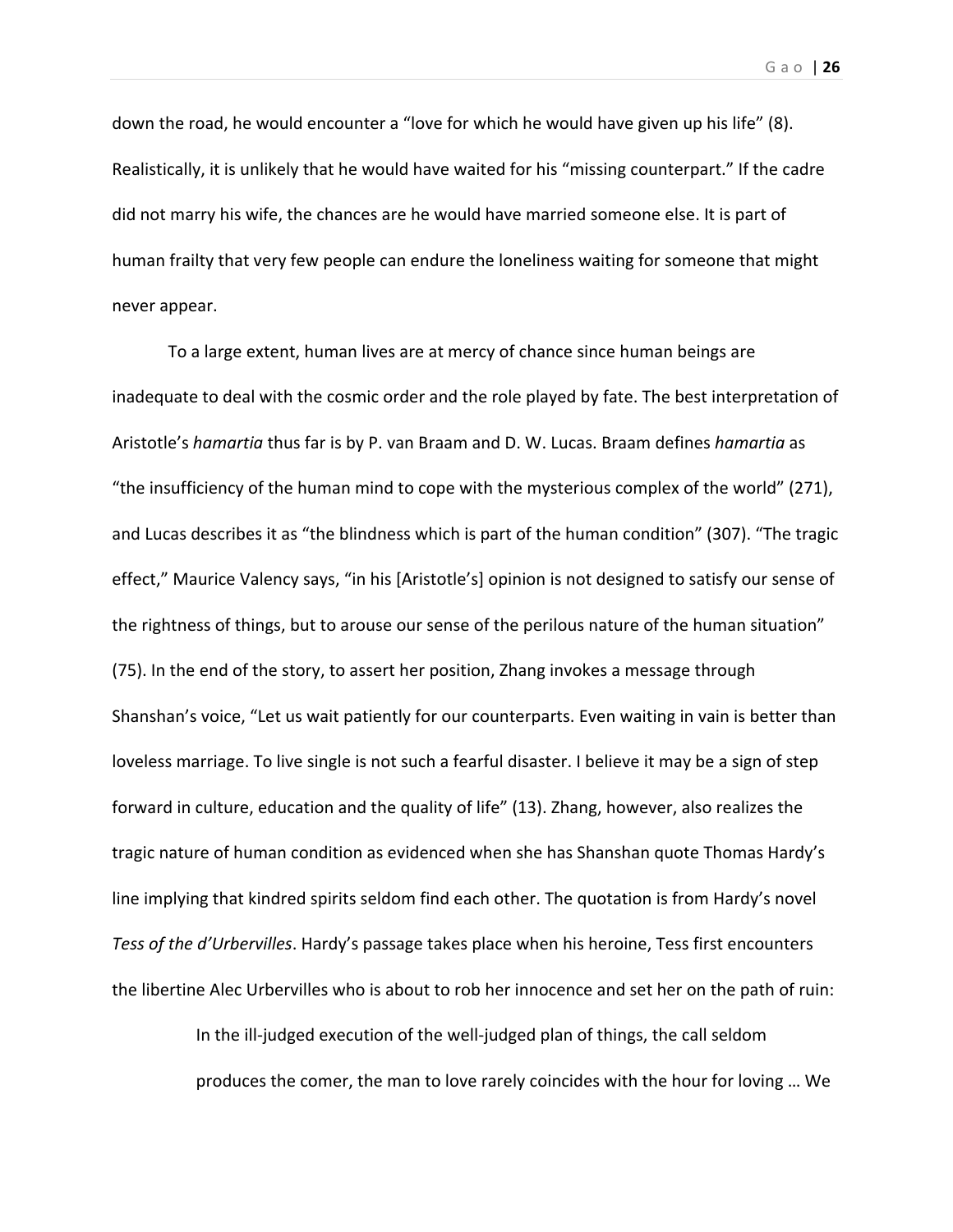down the road, he would encounter a "love for which he would have given up his life" (8). Realistically, it is unlikely that he would have waited for his "missing counterpart." If the cadre did not marry his wife, the chances are he would have married someone else. It is part of human frailty that very few people can endure the loneliness waiting for someone that might never appear.

To a large extent, human lives are at mercy of chance since human beings are inadequate to deal with the cosmic order and the role played by fate. The best interpretation of Aristotle's *hamartia* thus far is by P. van Braam and D. W. Lucas. Braam defines *hamartia* as "the insufficiency of the human mind to cope with the mysterious complex of the world" (271), and Lucas describes it as "the blindness which is part of the human condition" (307). "The tragic effect," Maurice Valency says, "in his [Aristotle's] opinion is not designed to satisfy our sense of the rightness of things, but to arouse our sense of the perilous nature of the human situation" (75). In the end of the story, to assert her position, Zhang invokes a message through Shanshan's voice, "Let us wait patiently for our counterparts. Even waiting in vain is better than loveless marriage. To live single is not such a fearful disaster. I believe it may be a sign of step forward in culture, education and the quality of life" (13). Zhang, however, also realizes the tragic nature of human condition as evidenced when she has Shanshan quote Thomas Hardy's line implying that kindred spirits seldom find each other. The quotation is from Hardy's novel *Tess of the d'Urbervilles*. Hardy's passage takes place when his heroine, Tess first encounters the libertine Alec Urbervilles who is about to rob her innocence and set her on the path of ruin:

> In the ill-judged execution of the well-judged plan of things, the call seldom produces the comer, the man to love rarely coincides with the hour for loving … We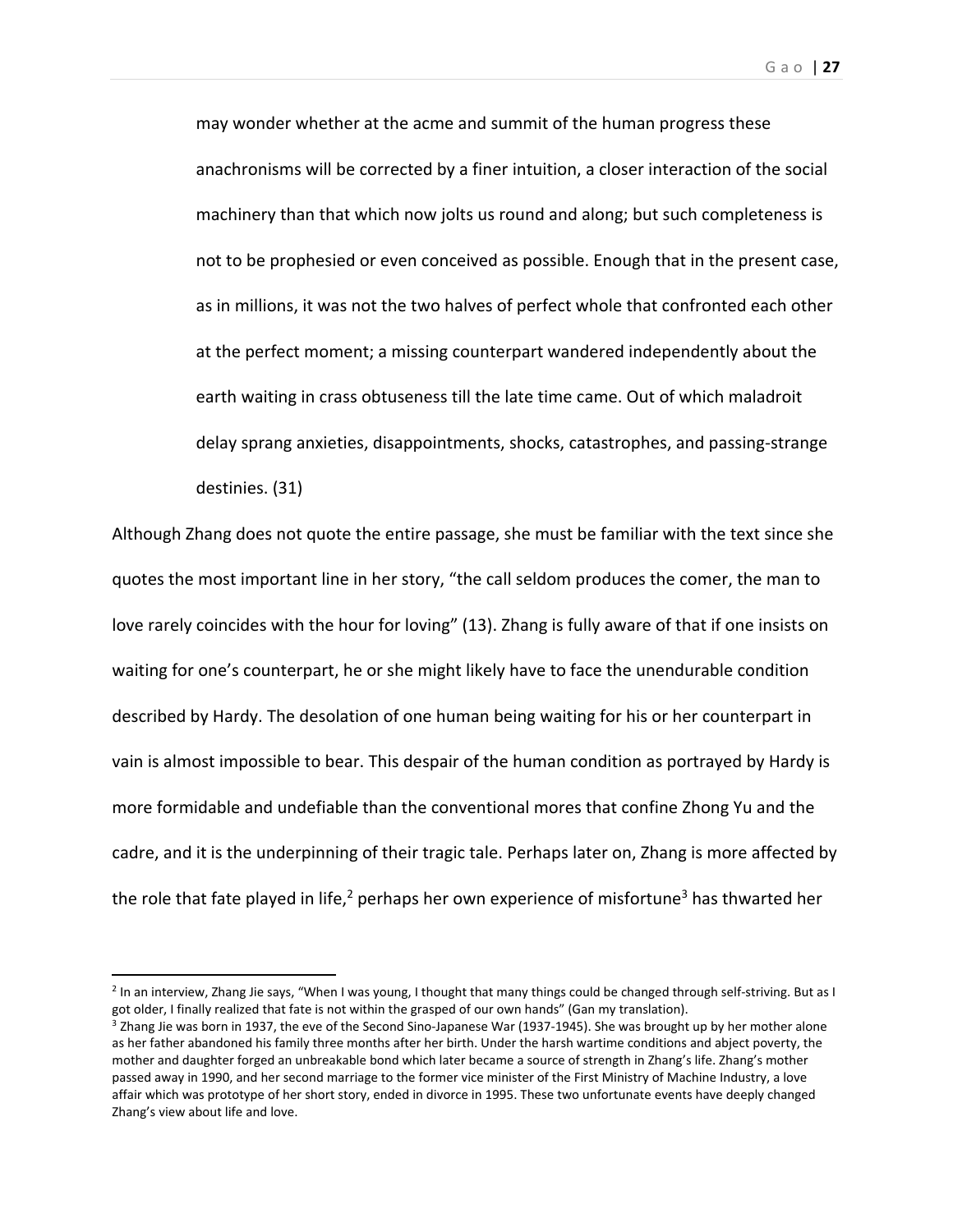may wonder whether at the acme and summit of the human progress these anachronisms will be corrected by a finer intuition, a closer interaction of the social machinery than that which now jolts us round and along; but such completeness is not to be prophesied or even conceived as possible. Enough that in the present case, as in millions, it was not the two halves of perfect whole that confronted each other at the perfect moment; a missing counterpart wandered independently about the earth waiting in crass obtuseness till the late time came. Out of which maladroit delay sprang anxieties, disappointments, shocks, catastrophes, and passing-strange destinies. (31)

Although Zhang does not quote the entire passage, she must be familiar with the text since she quotes the most important line in her story, "the call seldom produces the comer, the man to love rarely coincides with the hour for loving" (13). Zhang is fully aware of that if one insists on waiting for one's counterpart, he or she might likely have to face the unendurable condition described by Hardy. The desolation of one human being waiting for his or her counterpart in vain is almost impossible to bear. This despair of the human condition as portrayed by Hardy is more formidable and undefiable than the conventional mores that confine Zhong Yu and the cadre, and it is the underpinning of their tragic tale. Perhaps later on, Zhang is more affected by the role that fate played in life,[2] perhaps her own experience of misfortune[3] has thwarted her

---

[2] In an interview, Zhang Jie says, "When I was young, I thought that many things could be changed through self-striving. But as I got older, I finally realized that fate is not within the grasped of our own hands" (Gan my translation).

[3] Zhang Jie was born in 1937, the eve of the Second Sino-Japanese War (1937-1945). She was brought up by her mother alone as her father abandoned his family three months after her birth. Under the harsh wartime conditions and abject poverty, the mother and daughter forged an unbreakable bond which later became a source of strength in Zhang's life. Zhang's mother passed away in 1990, and her second marriage to the former vice minister of the First Ministry of Machine Industry, a love affair which was prototype of her short story, ended in divorce in 1995. These two unfortunate events have deeply changed Zhang's view about life and love.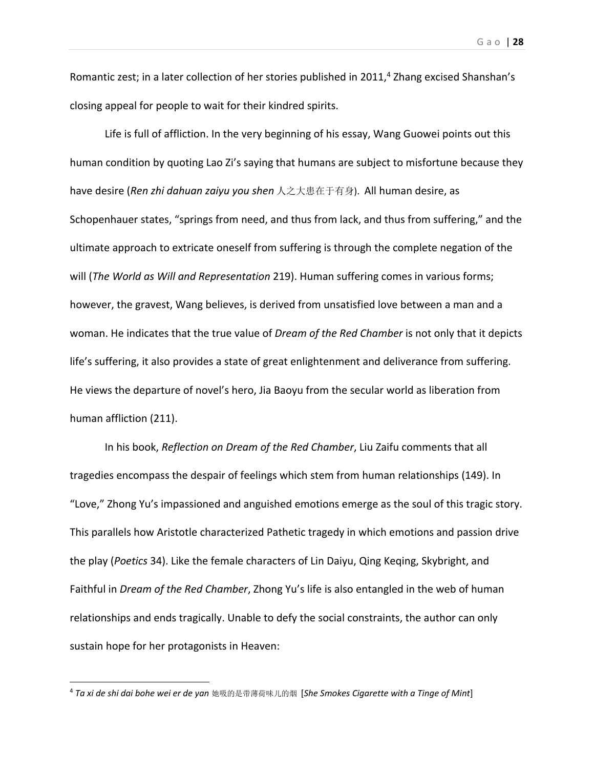Romantic zest; in a later collection of her stories published in 2011,[4] Zhang excised Shanshan's closing appeal for people to wait for their kindred spirits.

Life is full of affliction. In the very beginning of his essay, Wang Guowei points out this human condition by quoting Lao Zi's saying that humans are subject to misfortune because they have desire (*Ren zhi dahuan zaiyu you shen* 人之大患在于有身). All human desire, as Schopenhauer states, "springs from need, and thus from lack, and thus from suffering," and the ultimate approach to extricate oneself from suffering is through the complete negation of the will (*The World as Will and Representation* 219). Human suffering comes in various forms; however, the gravest, Wang believes, is derived from unsatisfied love between a man and a woman. He indicates that the true value of *Dream of the Red Chamber* is not only that it depicts life's suffering, it also provides a state of great enlightenment and deliverance from suffering. He views the departure of novel's hero, Jia Baoyu from the secular world as liberation from human affliction (211).

In his book, *Reflection on Dream of the Red Chamber*, Liu Zaifu comments that all tragedies encompass the despair of feelings which stem from human relationships (149). In "Love," Zhong Yu's impassioned and anguished emotions emerge as the soul of this tragic story. This parallels how Aristotle characterized Pathetic tragedy in which emotions and passion drive the play (*Poetics* 34). Like the female characters of Lin Daiyu, Qing Keqing, Skybright, and Faithful in *Dream of the Red Chamber*, Zhong Yu's life is also entangled in the web of human relationships and ends tragically. Unable to defy the social constraints, the author can only sustain hope for her protagonists in Heaven:

---

[4] *Ta xi de shi dai bohe wei er de yan* 她吸的是带薄荷味儿的烟 [*She Smokes Cigarette with a Tinge of Mint*]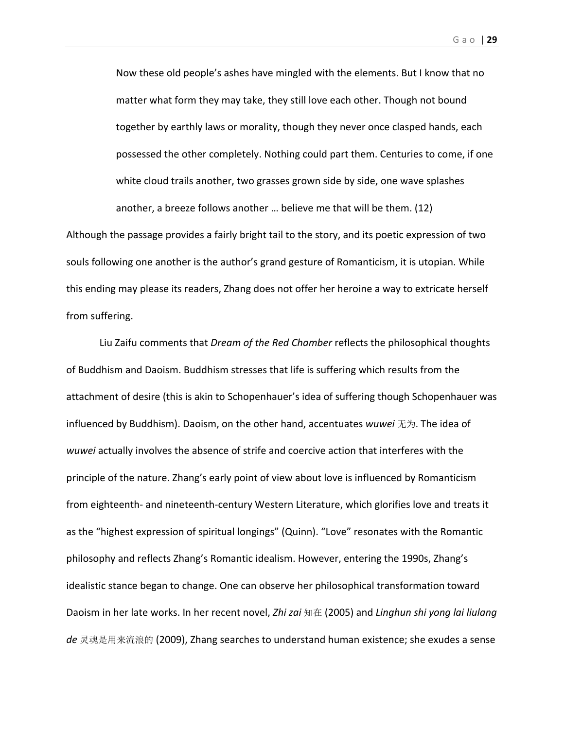> Now these old people's ashes have mingled with the elements. But I know that no matter what form they may take, they still love each other. Though not bound together by earthly laws or morality, though they never once clasped hands, each possessed the other completely. Nothing could part them. Centuries to come, if one white cloud trails another, two grasses grown side by side, one wave splashes another, a breeze follows another … believe me that will be them. (12)

Although the passage provides a fairly bright tail to the story, and its poetic expression of two souls following one another is the author's grand gesture of Romanticism, it is utopian. While this ending may please its readers, Zhang does not offer her heroine a way to extricate herself from suffering.

Liu Zaifu comments that *Dream of the Red Chamber* reflects the philosophical thoughts of Buddhism and Daoism. Buddhism stresses that life is suffering which results from the attachment of desire (this is akin to Schopenhauer's idea of suffering though Schopenhauer was influenced by Buddhism). Daoism, on the other hand, accentuates *wuwei* 无为. The idea of *wuwei* actually involves the absence of strife and coercive action that interferes with the principle of the nature. Zhang's early point of view about love is influenced by Romanticism from eighteenth- and nineteenth-century Western Literature, which glorifies love and treats it as the "highest expression of spiritual longings" (Quinn). "Love" resonates with the Romantic philosophy and reflects Zhang's Romantic idealism. However, entering the 1990s, Zhang's idealistic stance began to change. One can observe her philosophical transformation toward Daoism in her late works. In her recent novel, *Zhi zai* 知在 (2005) and *Linghun shi yong lai liulang de* 灵魂是用来流浪的 (2009), Zhang searches to understand human existence; she exudes a sense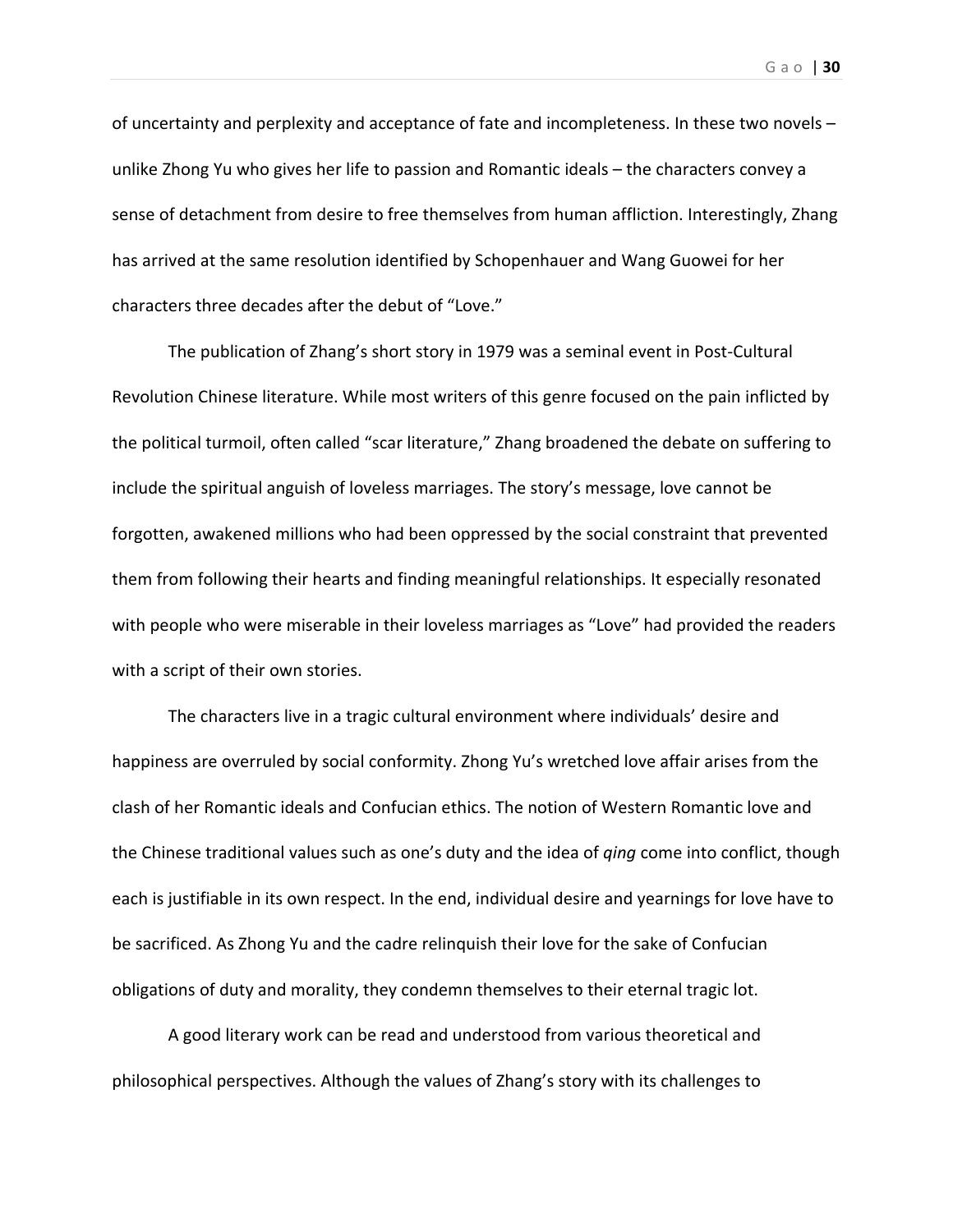of uncertainty and perplexity and acceptance of fate and incompleteness. In these two novels – unlike Zhong Yu who gives her life to passion and Romantic ideals – the characters convey a sense of detachment from desire to free themselves from human affliction. Interestingly, Zhang has arrived at the same resolution identified by Schopenhauer and Wang Guowei for her characters three decades after the debut of "Love."

The publication of Zhang's short story in 1979 was a seminal event in Post-Cultural Revolution Chinese literature. While most writers of this genre focused on the pain inflicted by the political turmoil, often called "scar literature," Zhang broadened the debate on suffering to include the spiritual anguish of loveless marriages. The story's message, love cannot be forgotten, awakened millions who had been oppressed by the social constraint that prevented them from following their hearts and finding meaningful relationships. It especially resonated with people who were miserable in their loveless marriages as "Love" had provided the readers with a script of their own stories.

The characters live in a tragic cultural environment where individuals' desire and happiness are overruled by social conformity. Zhong Yu's wretched love affair arises from the clash of her Romantic ideals and Confucian ethics. The notion of Western Romantic love and the Chinese traditional values such as one's duty and the idea of *qing* come into conflict, though each is justifiable in its own respect. In the end, individual desire and yearnings for love have to be sacrificed. As Zhong Yu and the cadre relinquish their love for the sake of Confucian obligations of duty and morality, they condemn themselves to their eternal tragic lot.

A good literary work can be read and understood from various theoretical and philosophical perspectives. Although the values of Zhang's story with its challenges to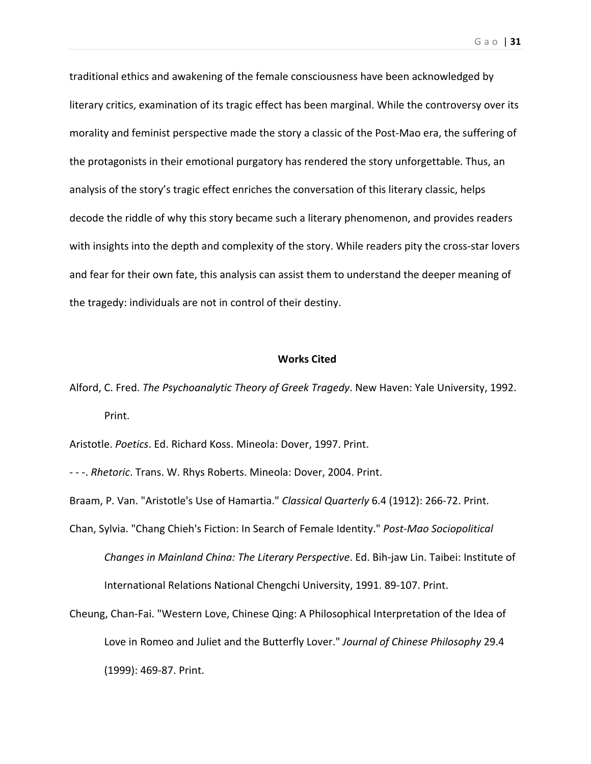traditional ethics and awakening of the female consciousness have been acknowledged by literary critics, examination of its tragic effect has been marginal. While the controversy over its morality and feminist perspective made the story a classic of the Post-Mao era, the suffering of the protagonists in their emotional purgatory has rendered the story unforgettable. Thus, an analysis of the story's tragic effect enriches the conversation of this literary classic, helps decode the riddle of why this story became such a literary phenomenon, and provides readers with insights into the depth and complexity of the story. While readers pity the cross-star lovers and fear for their own fate, this analysis can assist them to understand the deeper meaning of the tragedy: individuals are not in control of their destiny.

## Works Cited

Alford, C. Fred. *The Psychoanalytic Theory of Greek Tragedy*. New Haven: Yale University, 1992. Print.

Aristotle. *Poetics*. Ed. Richard Koss. Mineola: Dover, 1997. Print.

- - -. *Rhetoric*. Trans. W. Rhys Roberts. Mineola: Dover, 2004. Print.

Braam, P. Van. "Aristotle's Use of Hamartia." *Classical Quarterly* 6.4 (1912): 266-72. Print.

Chan, Sylvia. "Chang Chieh's Fiction: In Search of Female Identity." *Post-Mao Sociopolitical Changes in Mainland China: The Literary Perspective*. Ed. Bih-jaw Lin. Taibei: Institute of International Relations National Chengchi University, 1991. 89-107. Print.

Cheung, Chan-Fai. "Western Love, Chinese Qing: A Philosophical Interpretation of the Idea of Love in Romeo and Juliet and the Butterfly Lover." *Journal of Chinese Philosophy* 29.4 (1999): 469-87. Print.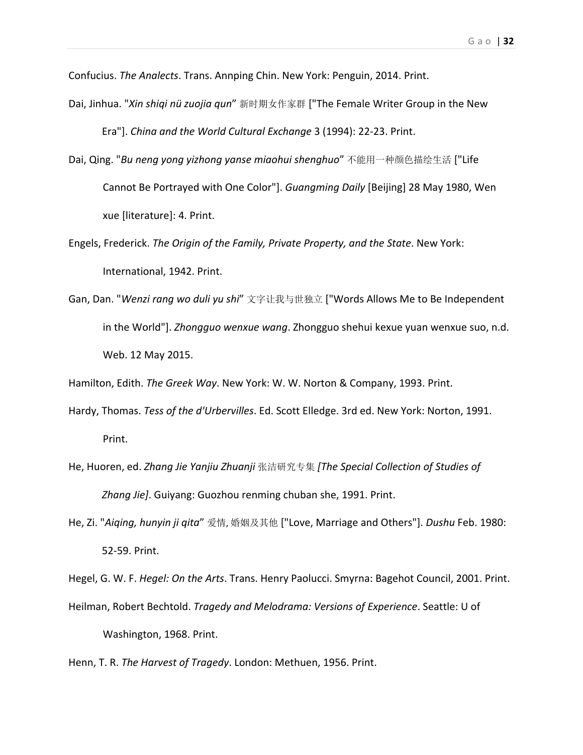Confucius. *The Analects*. Trans. Annping Chin. New York: Penguin, 2014. Print.

Dai, Jinhua. "*Xin shiqi nü zuojia qun*" 新时期女作家群 ["The Female Writer Group in the New Era"]. *China and the World Cultural Exchange* 3 (1994): 22-23. Print.

Dai, Qing. "*Bu neng yong yizhong yanse miaohui shenghuo*" 不能用一种颜色描绘生活 ["Life Cannot Be Portrayed with One Color"]. *Guangming Daily* [Beijing] 28 May 1980, Wen xue [literature]: 4. Print.

Engels, Frederick. *The Origin of the Family, Private Property, and the State*. New York: International, 1942. Print.

Gan, Dan. "*Wenzi rang wo duli yu shi*" 文字让我与世独立 ["Words Allows Me to Be Independent in the World"]. *Zhongguo wenxue wang*. Zhongguo shehui kexue yuan wenxue suo, n.d. Web. 12 May 2015.

Hamilton, Edith. *The Greek Way*. New York: W. W. Norton & Company, 1993. Print.

Hardy, Thomas. *Tess of the d'Urbervilles*. Ed. Scott Elledge. 3rd ed. New York: Norton, 1991. Print.

He, Huoren, ed. *Zhang Jie Yanjiu Zhuanji* 张洁研究专集 *[The Special Collection of Studies of Zhang Jie]*. Guiyang: Guozhou renming chuban she, 1991. Print.

He, Zi. "*Aiqing, hunyin ji qita*" 爱情, 婚姻及其他 ["Love, Marriage and Others"]. *Dushu* Feb. 1980: 52-59. Print.

Hegel, G. W. F. *Hegel: On the Arts*. Trans. Henry Paolucci. Smyrna: Bagehot Council, 2001. Print.

Heilman, Robert Bechtold. *Tragedy and Melodrama: Versions of Experience*. Seattle: U of Washington, 1968. Print.

Henn, T. R. *The Harvest of Tragedy*. London: Methuen, 1956. Print.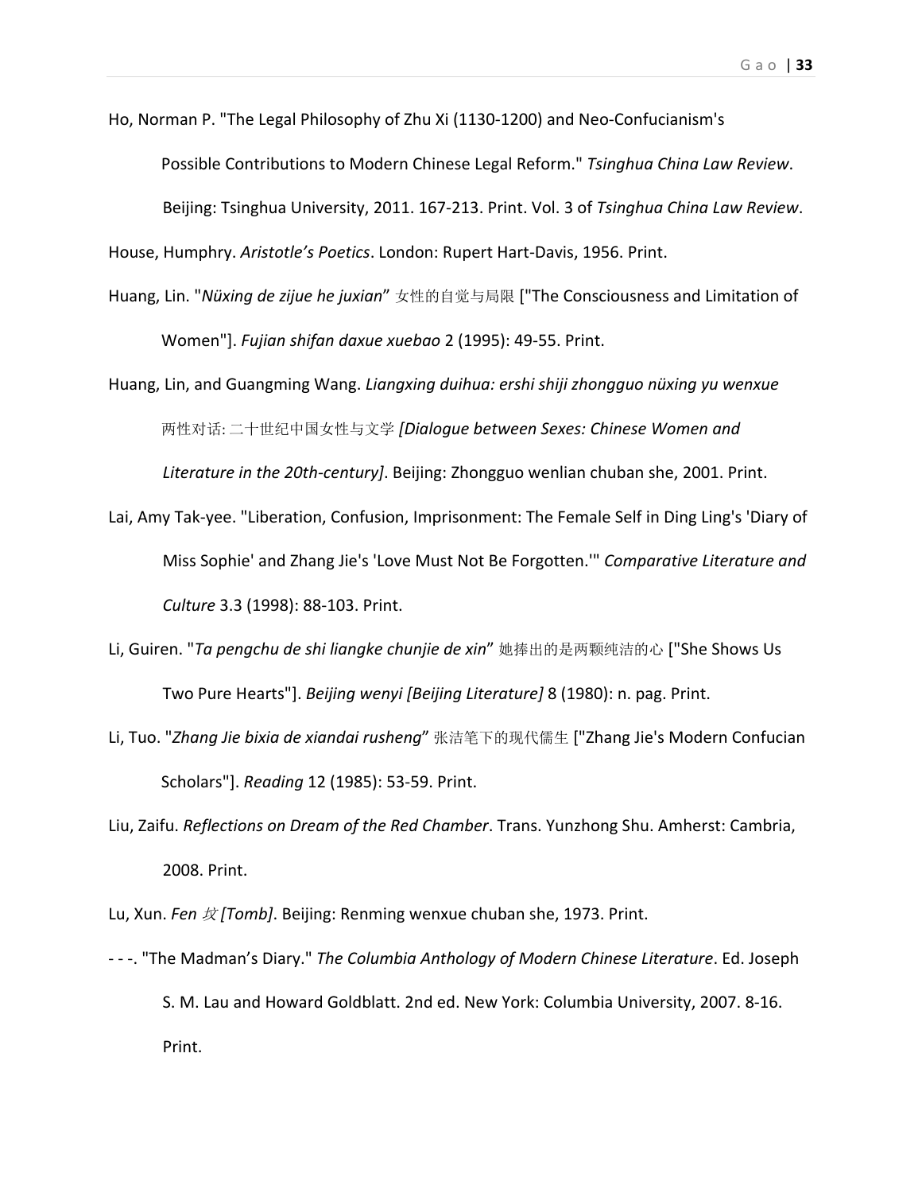Ho, Norman P. "The Legal Philosophy of Zhu Xi (1130-1200) and Neo-Confucianism's Possible Contributions to Modern Chinese Legal Reform." *Tsinghua China Law Review*. Beijing: Tsinghua University, 2011. 167-213. Print. Vol. 3 of *Tsinghua China Law Review*.

House, Humphry. *Aristotle's Poetics*. London: Rupert Hart-Davis, 1956. Print.

Huang, Lin. "*Nüxing de zijue he juxian*" 女性的自觉与局限 ["The Consciousness and Limitation of Women"]. *Fujian shifan daxue xuebao* 2 (1995): 49-55. Print.

Huang, Lin, and Guangming Wang. *Liangxing duihua: ershi shiji zhongguo nüxing yu wenxue* 两性对话: 二十世纪中国女性与文学 *[Dialogue between Sexes: Chinese Women and Literature in the 20th-century]*. Beijing: Zhongguo wenlian chuban she, 2001. Print.

Lai, Amy Tak-yee. "Liberation, Confusion, Imprisonment: The Female Self in Ding Ling's 'Diary of Miss Sophie' and Zhang Jie's 'Love Must Not Be Forgotten.'" *Comparative Literature and Culture* 3.3 (1998): 88-103. Print.

Li, Guiren. "*Ta pengchu de shi liangke chunjie de xin*" 她捧出的是两颗纯洁的心 ["She Shows Us Two Pure Hearts"]. *Beijing wenyi [Beijing Literature]* 8 (1980): n. pag. Print.

Li, Tuo. "*Zhang Jie bixia de xiandai rusheng*" 张洁笔下的现代儒生 ["Zhang Jie's Modern Confucian Scholars"]. *Reading* 12 (1985): 53-59. Print.

Liu, Zaifu. *Reflections on Dream of the Red Chamber*. Trans. Yunzhong Shu. Amherst: Cambria, 2008. Print.

Lu, Xun. *Fen* 坟 *[Tomb]*. Beijing: Renming wenxue chuban she, 1973. Print.

- - -. "The Madman's Diary." *The Columbia Anthology of Modern Chinese Literature*. Ed. Joseph S. M. Lau and Howard Goldblatt. 2nd ed. New York: Columbia University, 2007. 8-16. Print.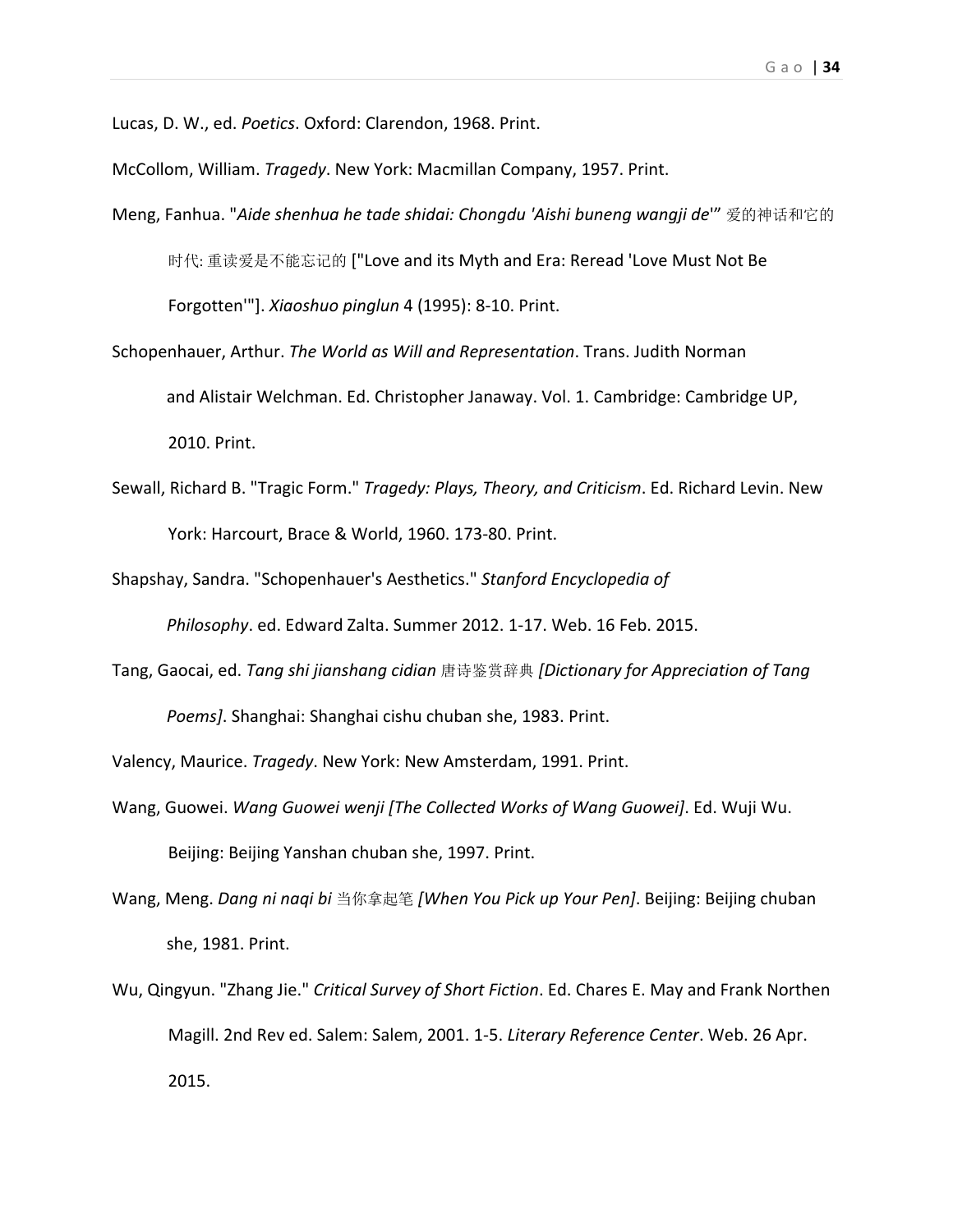Lucas, D. W., ed. *Poetics*. Oxford: Clarendon, 1968. Print.

McCollom, William. *Tragedy*. New York: Macmillan Company, 1957. Print.

Meng, Fanhua. "*Aide shenhua he tade shidai: Chongdu 'Aishi buneng wangji de*'" 爱的神话和它的时代: 重读爱是不能忘记的 ["Love and its Myth and Era: Reread 'Love Must Not Be Forgotten'"]. *Xiaoshuo pinglun* 4 (1995): 8-10. Print.

Schopenhauer, Arthur. *The World as Will and Representation*. Trans. Judith Norman and Alistair Welchman. Ed. Christopher Janaway. Vol. 1. Cambridge: Cambridge UP, 2010. Print.

Sewall, Richard B. "Tragic Form." *Tragedy: Plays, Theory, and Criticism*. Ed. Richard Levin. New York: Harcourt, Brace & World, 1960. 173-80. Print.

Shapshay, Sandra. "Schopenhauer's Aesthetics." *Stanford Encyclopedia of Philosophy*. ed. Edward Zalta. Summer 2012. 1-17. Web. 16 Feb. 2015.

Tang, Gaocai, ed. *Tang shi jianshang cidian* 唐诗鉴赏辞典 *[Dictionary for Appreciation of Tang Poems]*. Shanghai: Shanghai cishu chuban she, 1983. Print.

Valency, Maurice. *Tragedy*. New York: New Amsterdam, 1991. Print.

Wang, Guowei. *Wang Guowei wenji [The Collected Works of Wang Guowei]*. Ed. Wuji Wu. Beijing: Beijing Yanshan chuban she, 1997. Print.

Wang, Meng. *Dang ni naqi bi* 当你拿起笔 *[When You Pick up Your Pen]*. Beijing: Beijing chuban she, 1981. Print.

Wu, Qingyun. "Zhang Jie." *Critical Survey of Short Fiction*. Ed. Chares E. May and Frank Northen Magill. 2nd Rev ed. Salem: Salem, 2001. 1-5. *Literary Reference Center*. Web. 26 Apr. 2015.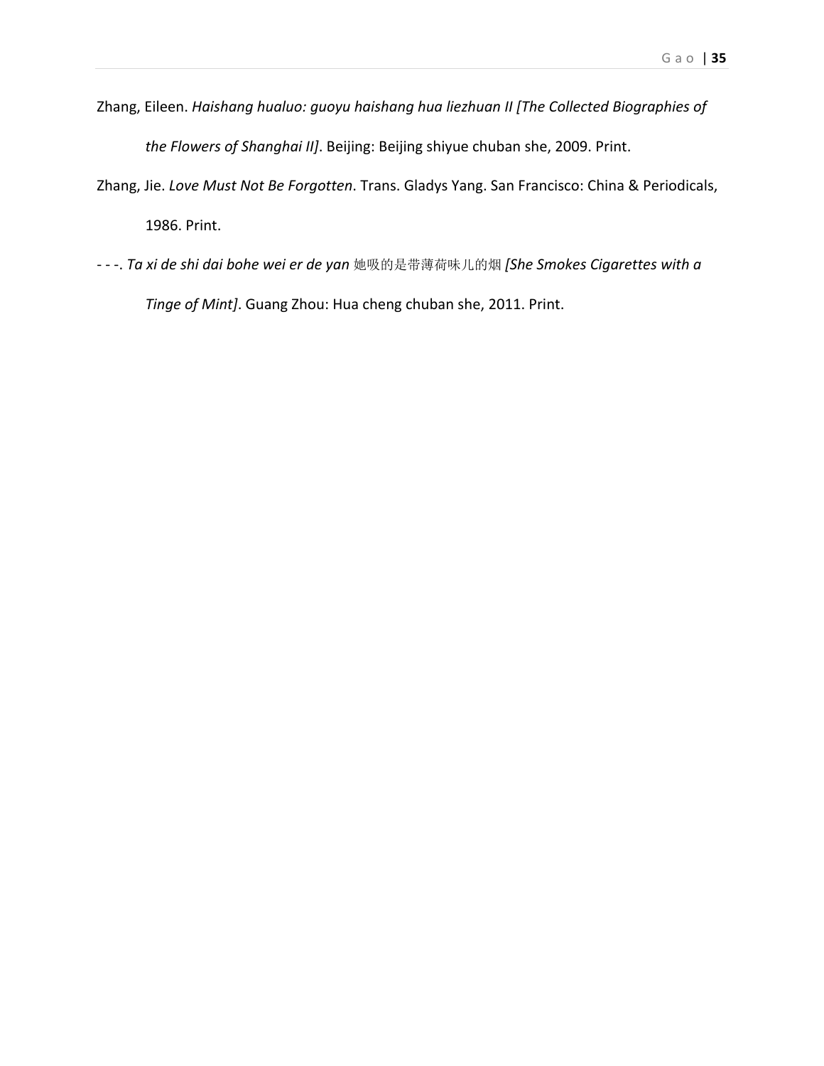Zhang, Eileen. *Haishang hualuo: guoyu haishang hua liezhuan II [The Collected Biographies of the Flowers of Shanghai II]*. Beijing: Beijing shiyue chuban she, 2009. Print.

Zhang, Jie. *Love Must Not Be Forgotten*. Trans. Gladys Yang. San Francisco: China & Periodicals, 1986. Print.

- - -. *Ta xi de shi dai bohe wei er de yan* 她吸的是带薄荷味儿的烟 *[She Smokes Cigarettes with a Tinge of Mint]*. Guang Zhou: Hua cheng chuban she, 2011. Print.